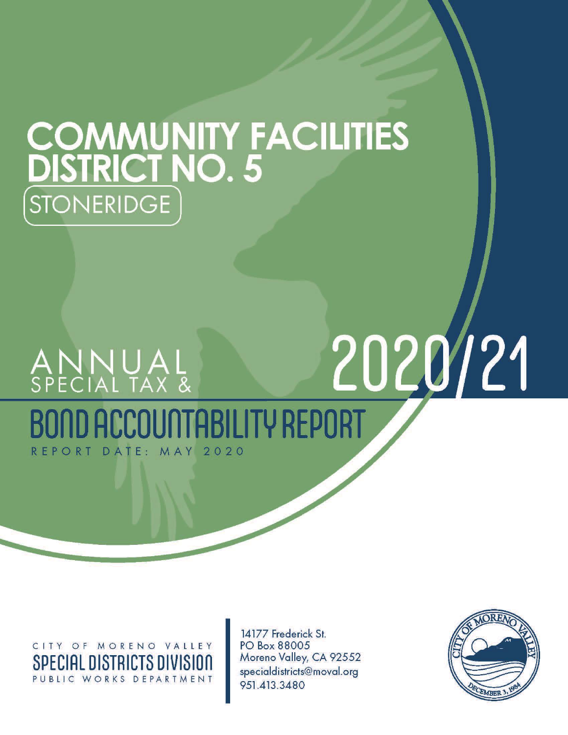# COMMUNITY FACILITIES DISTRICT NO. 5

## STONERIDGE

# ANNUAL SPECIAL TAX & BOND ACCOUNTABILITY REPORT

# 2020/21

REPORT DATE: MAY 2020

CITY OF MORENO VALLEY
SPECIAL DISTRICTS DIVISION
PUBLIC WORKS DEPARTMENT

14177 Frederick St.
PO Box 88005
Moreno Valley, CA 92552
specialdistricts@moval.org
951.413.3480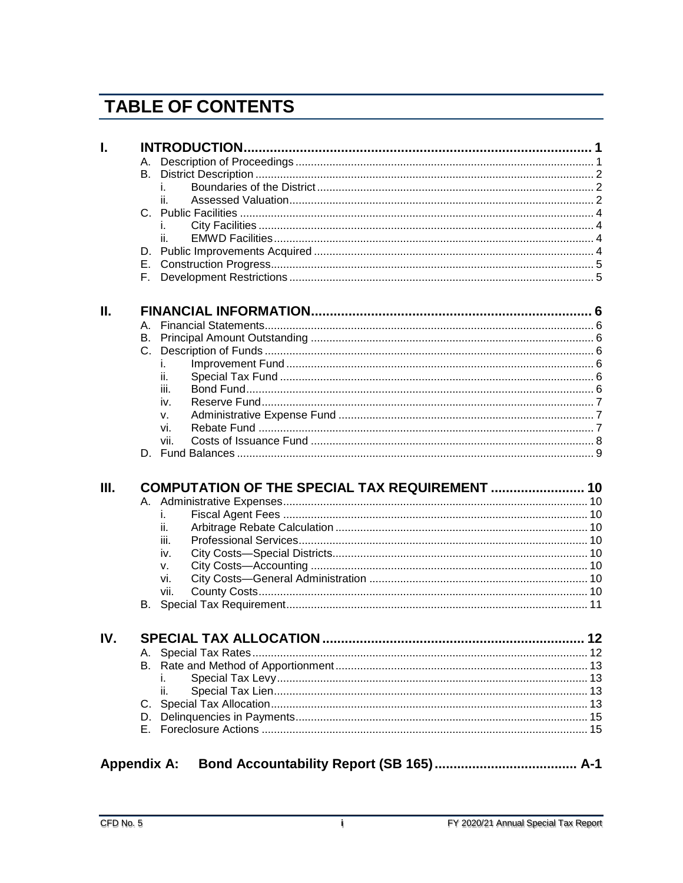# TABLE OF CONTENTS

**I. INTRODUCTION** .......... 1

- A. Description of Proceedings .......... 1
- B. District Description .......... 2
  - i. Boundaries of the District .......... 2
  - ii. Assessed Valuation .......... 2
- C. Public Facilities .......... 4
  - i. City Facilities .......... 4
  - ii. EMWD Facilities .......... 4
- D. Public Improvements Acquired .......... 4
- E. Construction Progress .......... 5
- F. Development Restrictions .......... 5

**II. FINANCIAL INFORMATION** .......... 6

- A. Financial Statements .......... 6
- B. Principal Amount Outstanding .......... 6
- C. Description of Funds .......... 6
  - i. Improvement Fund .......... 6
  - ii. Special Tax Fund .......... 6
  - iii. Bond Fund .......... 6
  - iv. Reserve Fund .......... 7
  - v. Administrative Expense Fund .......... 7
  - vi. Rebate Fund .......... 7
  - vii. Costs of Issuance Fund .......... 8
- D. Fund Balances .......... 9

**III. COMPUTATION OF THE SPECIAL TAX REQUIREMENT** .......... 10

- A. Administrative Expenses .......... 10
  - i. Fiscal Agent Fees .......... 10
  - ii. Arbitrage Rebate Calculation .......... 10
  - iii. Professional Services .......... 10
  - iv. City Costs—Special Districts .......... 10
  - v. City Costs—Accounting .......... 10
  - vi. City Costs—General Administration .......... 10
  - vii. County Costs .......... 10
- B. Special Tax Requirement .......... 11

**IV. SPECIAL TAX ALLOCATION** .......... 12

- A. Special Tax Rates .......... 12
- B. Rate and Method of Apportionment .......... 13
  - i. Special Tax Levy .......... 13
  - ii. Special Tax Lien .......... 13
- C. Special Tax Allocation .......... 13
- D. Delinquencies in Payments .......... 15
- E. Foreclosure Actions .......... 15

**Appendix A: Bond Accountability Report (SB 165)** .......... A-1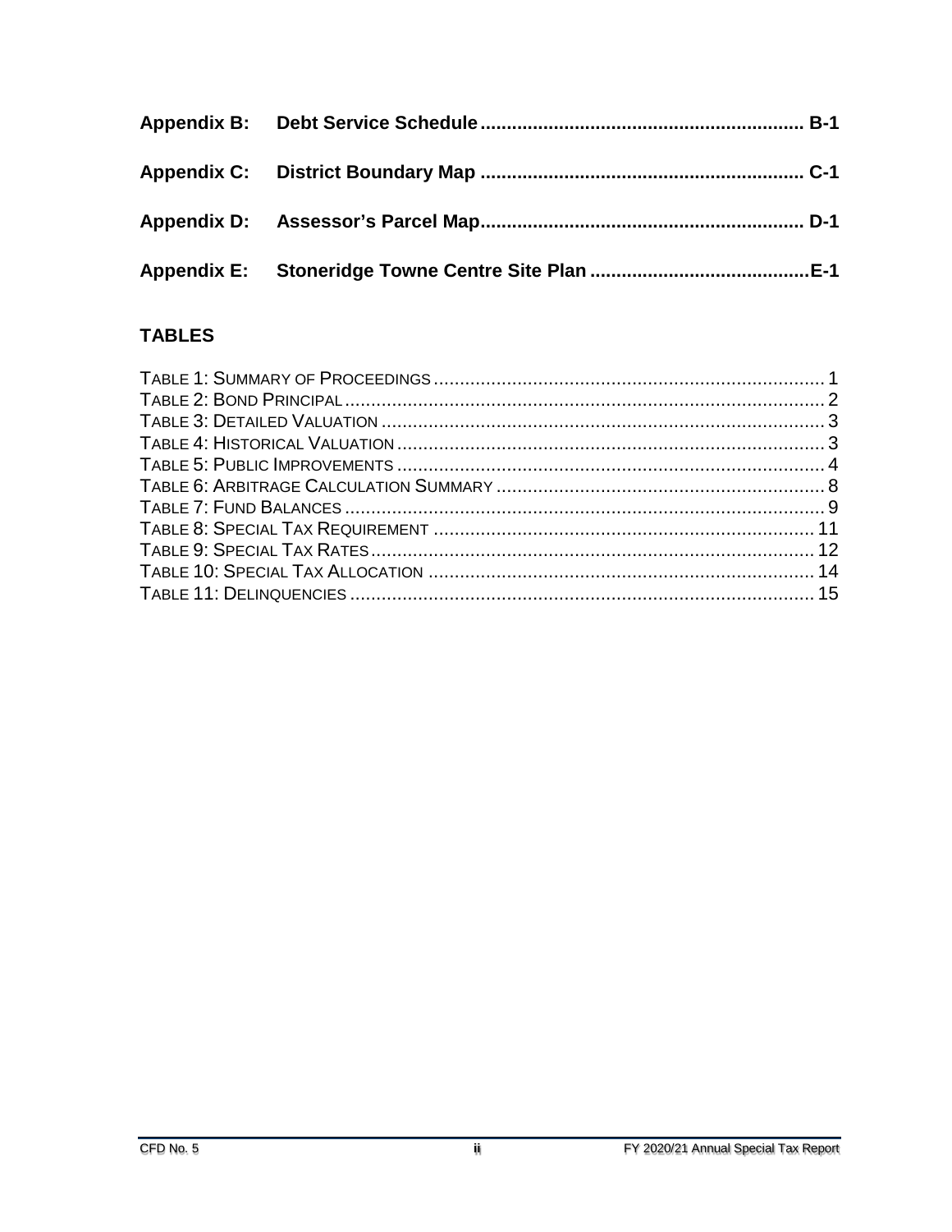**Appendix B: Debt Service Schedule ............................................................ B-1**

**Appendix C: District Boundary Map ............................................................ C-1**

**Appendix D: Assessor's Parcel Map............................................................ D-1**

**Appendix E: Stoneridge Towne Centre Site Plan .........................................E-1**

## TABLES

Table 1: Summary of Proceedings ........................................................................... 1
Table 2: Bond Principal ............................................................................................ 2
Table 3: Detailed Valuation ..................................................................................... 3
Table 4: Historical Valuation .................................................................................. 3
Table 5: Public Improvements ................................................................................. 4
Table 6: Arbitrage Calculation Summary ............................................................... 8
Table 7: Fund Balances ............................................................................................ 9
Table 8: Special Tax Requirement ......................................................................... 11
Table 9: Special Tax Rates..................................................................................... 12
Table 10: Special Tax Allocation .......................................................................... 14
Table 11: Delinquencies ......................................................................................... 15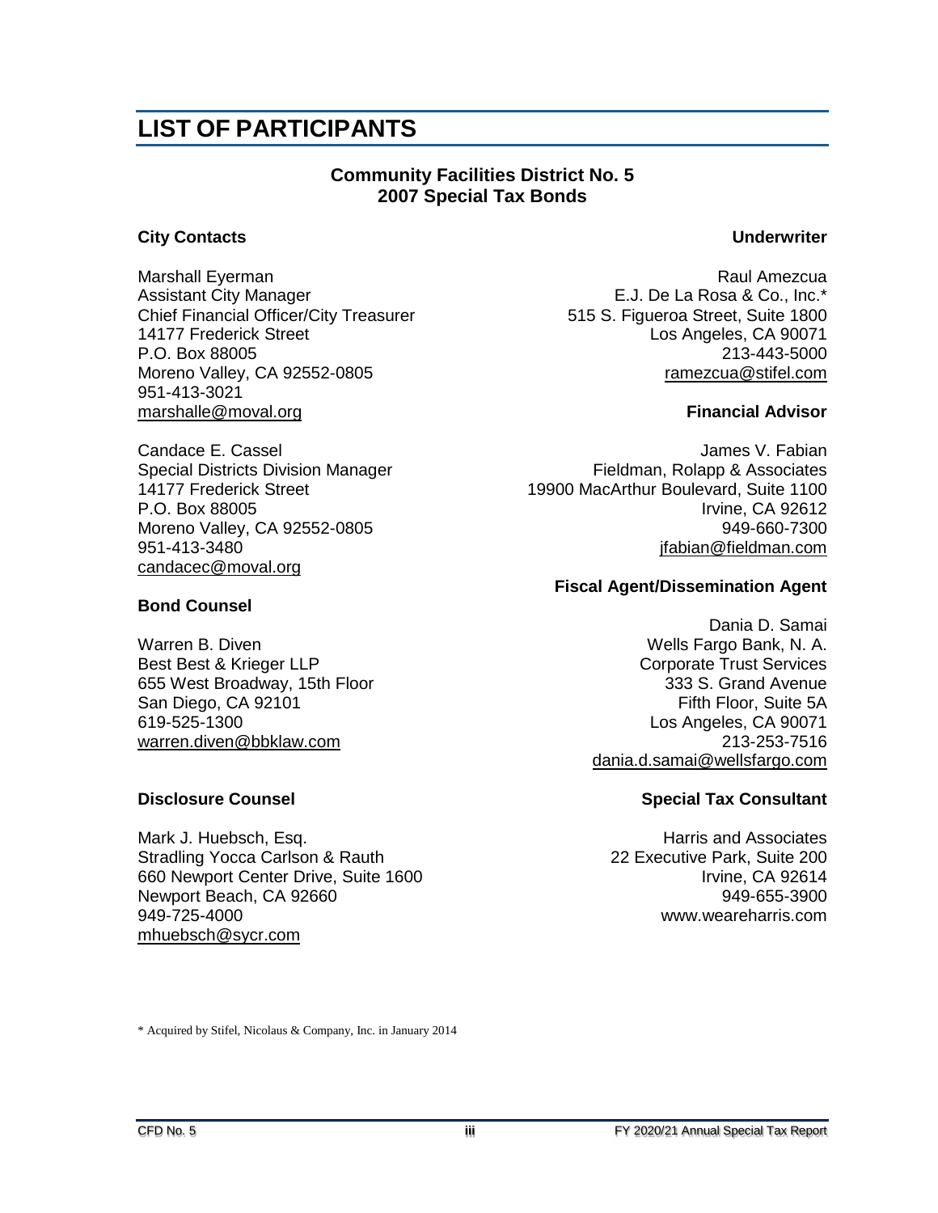# LIST OF PARTICIPANTS

**Community Facilities District No. 5**
**2007 Special Tax Bonds**

### City Contacts

Marshall Eyerman
Assistant City Manager
Chief Financial Officer/City Treasurer
14177 Frederick Street
P.O. Box 88005
Moreno Valley, CA 92552-0805
951-413-3021
marshalle@moval.org

Candace E. Cassel
Special Districts Division Manager
14177 Frederick Street
P.O. Box 88005
Moreno Valley, CA 92552-0805
951-413-3480
candacec@moval.org

### Bond Counsel

Warren B. Diven
Best Best & Krieger LLP
655 West Broadway, 15th Floor
San Diego, CA 92101
619-525-1300
warren.diven@bbklaw.com

### Disclosure Counsel

Mark J. Huebsch, Esq.
Stradling Yocca Carlson & Rauth
660 Newport Center Drive, Suite 1600
Newport Beach, CA 92660
949-725-4000
mhuebsch@sycr.com

### Underwriter

Raul Amezcua
E.J. De La Rosa & Co., Inc.*
515 S. Figueroa Street, Suite 1800
Los Angeles, CA 90071
213-443-5000
ramezcua@stifel.com

### Financial Advisor

James V. Fabian
Fieldman, Rolapp & Associates
19900 MacArthur Boulevard, Suite 1100
Irvine, CA 92612
949-660-7300
jfabian@fieldman.com

### Fiscal Agent/Dissemination Agent

Dania D. Samai
Wells Fargo Bank, N. A.
Corporate Trust Services
333 S. Grand Avenue
Fifth Floor, Suite 5A
Los Angeles, CA 90071
213-253-7516
dania.d.samai@wellsfargo.com

### Special Tax Consultant

Harris and Associates
22 Executive Park, Suite 200
Irvine, CA 92614
949-655-3900
www.weareharris.com

* Acquired by Stifel, Nicolaus & Company, Inc. in January 2014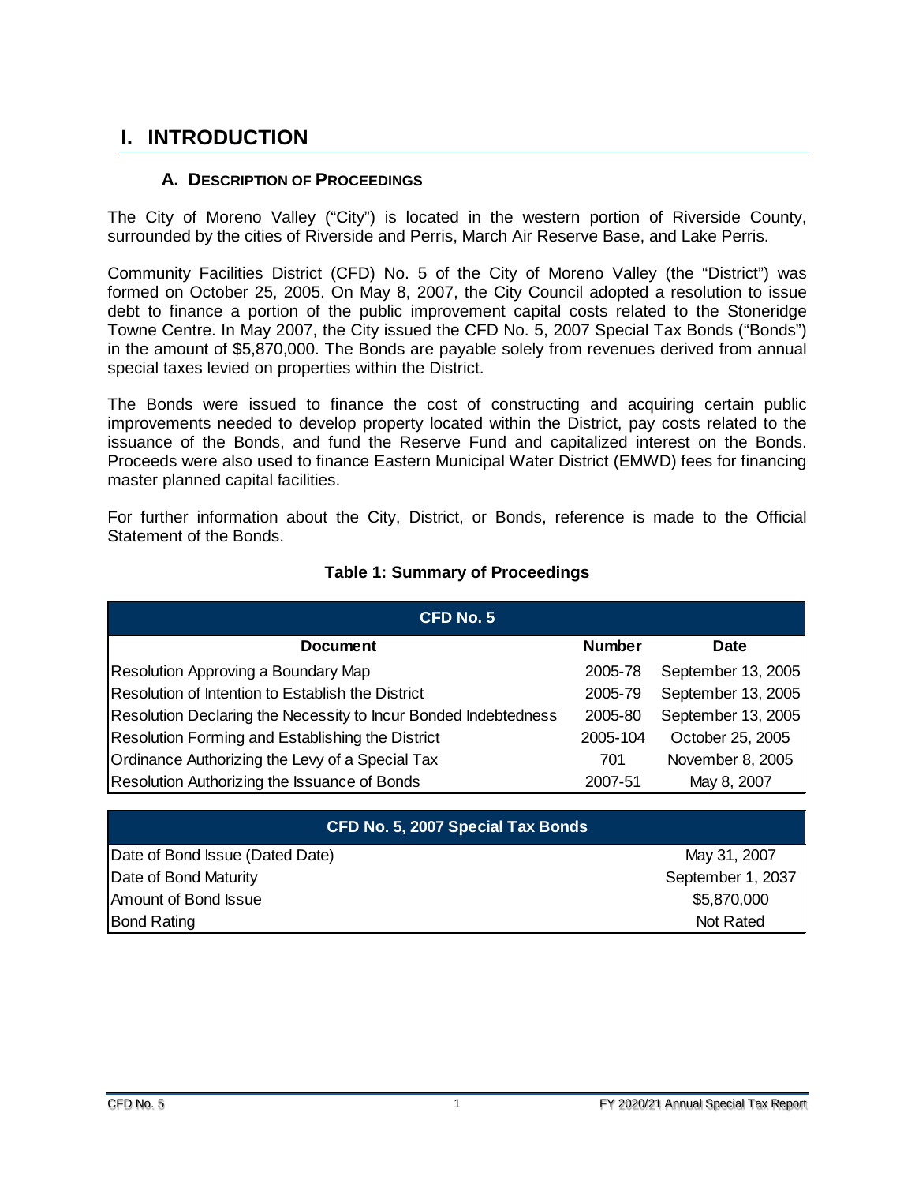# I. INTRODUCTION

## A. Description of Proceedings

The City of Moreno Valley ("City") is located in the western portion of Riverside County, surrounded by the cities of Riverside and Perris, March Air Reserve Base, and Lake Perris.

Community Facilities District (CFD) No. 5 of the City of Moreno Valley (the "District") was formed on October 25, 2005. On May 8, 2007, the City Council adopted a resolution to issue debt to finance a portion of the public improvement capital costs related to the Stoneridge Towne Centre. In May 2007, the City issued the CFD No. 5, 2007 Special Tax Bonds ("Bonds") in the amount of $5,870,000. The Bonds are payable solely from revenues derived from annual special taxes levied on properties within the District.

The Bonds were issued to finance the cost of constructing and acquiring certain public improvements needed to develop property located within the District, pay costs related to the issuance of the Bonds, and fund the Reserve Fund and capitalized interest on the Bonds. Proceeds were also used to finance Eastern Municipal Water District (EMWD) fees for financing master planned capital facilities.

For further information about the City, District, or Bonds, reference is made to the Official Statement of the Bonds.

**Table 1: Summary of Proceedings**

| CFD No. 5 | | |
|---|---|---|
| **Document** | **Number** | **Date** |
| Resolution Approving a Boundary Map | 2005-78 | September 13, 2005 |
| Resolution of Intention to Establish the District | 2005-79 | September 13, 2005 |
| Resolution Declaring the Necessity to Incur Bonded Indebtedness | 2005-80 | September 13, 2005 |
| Resolution Forming and Establishing the District | 2005-104 | October 25, 2005 |
| Ordinance Authorizing the Levy of a Special Tax | 701 | November 8, 2005 |
| Resolution Authorizing the Issuance of Bonds | 2007-51 | May 8, 2007 |

| CFD No. 5, 2007 Special Tax Bonds | |
|---|---|
| Date of Bond Issue (Dated Date) | May 31, 2007 |
| Date of Bond Maturity | September 1, 2037 |
| Amount of Bond Issue | $5,870,000 |
| Bond Rating | Not Rated |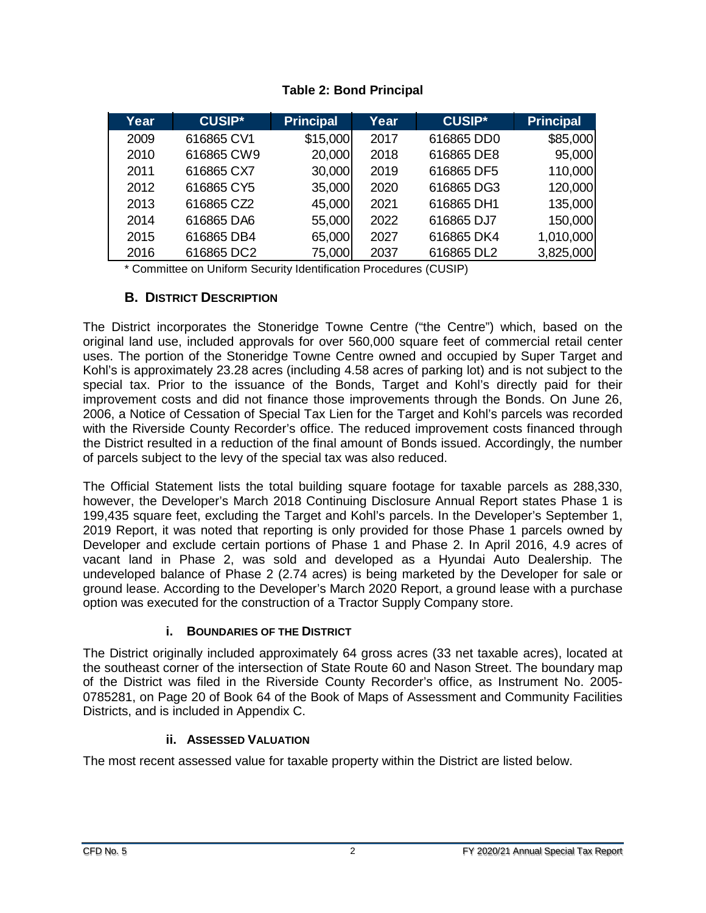**Table 2: Bond Principal**

| Year | CUSIP* | Principal | Year | CUSIP* | Principal |
|---|---|---|---|---|---|
| 2009 | 616865 CV1 | $15,000 | 2017 | 616865 DD0 | $85,000 |
| 2010 | 616865 CW9 | 20,000 | 2018 | 616865 DE8 | 95,000 |
| 2011 | 616865 CX7 | 30,000 | 2019 | 616865 DF5 | 110,000 |
| 2012 | 616865 CY5 | 35,000 | 2020 | 616865 DG3 | 120,000 |
| 2013 | 616865 CZ2 | 45,000 | 2021 | 616865 DH1 | 135,000 |
| 2014 | 616865 DA6 | 55,000 | 2022 | 616865 DJ7 | 150,000 |
| 2015 | 616865 DB4 | 65,000 | 2027 | 616865 DK4 | 1,010,000 |
| 2016 | 616865 DC2 | 75,000 | 2037 | 616865 DL2 | 3,825,000 |

\* Committee on Uniform Security Identification Procedures (CUSIP)

## B. District Description

The District incorporates the Stoneridge Towne Centre ("the Centre") which, based on the original land use, included approvals for over 560,000 square feet of commercial retail center uses. The portion of the Stoneridge Towne Centre owned and occupied by Super Target and Kohl's is approximately 23.28 acres (including 4.58 acres of parking lot) and is not subject to the special tax. Prior to the issuance of the Bonds, Target and Kohl's directly paid for their improvement costs and did not finance those improvements through the Bonds. On June 26, 2006, a Notice of Cessation of Special Tax Lien for the Target and Kohl's parcels was recorded with the Riverside County Recorder's office. The reduced improvement costs financed through the District resulted in a reduction of the final amount of Bonds issued. Accordingly, the number of parcels subject to the levy of the special tax was also reduced.

The Official Statement lists the total building square footage for taxable parcels as 288,330, however, the Developer's March 2018 Continuing Disclosure Annual Report states Phase 1 is 199,435 square feet, excluding the Target and Kohl's parcels. In the Developer's September 1, 2019 Report, it was noted that reporting is only provided for those Phase 1 parcels owned by Developer and exclude certain portions of Phase 1 and Phase 2. In April 2016, 4.9 acres of vacant land in Phase 2, was sold and developed as a Hyundai Auto Dealership. The undeveloped balance of Phase 2 (2.74 acres) is being marketed by the Developer for sale or ground lease. According to the Developer's March 2020 Report, a ground lease with a purchase option was executed for the construction of a Tractor Supply Company store.

### i. Boundaries of the District

The District originally included approximately 64 gross acres (33 net taxable acres), located at the southeast corner of the intersection of State Route 60 and Nason Street. The boundary map of the District was filed in the Riverside County Recorder's office, as Instrument No. 2005-0785281, on Page 20 of Book 64 of the Book of Maps of Assessment and Community Facilities Districts, and is included in Appendix C.

### ii. Assessed Valuation

The most recent assessed value for taxable property within the District are listed below.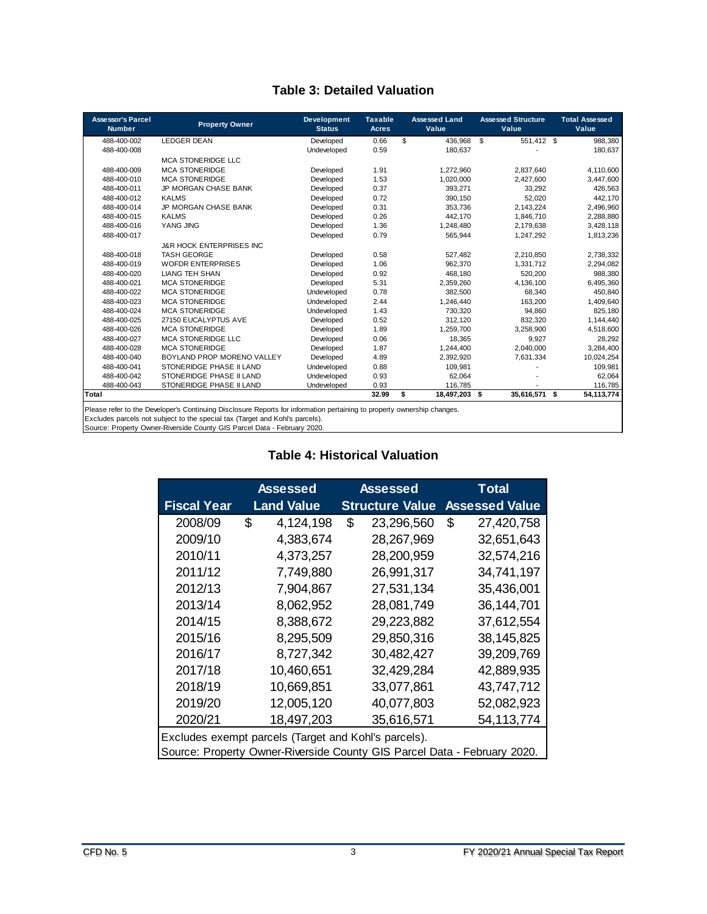## Table 3: Detailed Valuation

| Assessor's Parcel Number | Property Owner | Development Status | Taxable Acres | Assessed Land Value | Assessed Structure Value | Total Assessed Value |
|---|---|---|---|---|---|---|
| 488-400-002 | LEDGER DEAN | Developed | 0.66 | $ 436,968 | $ 551,412 | $ 988,380 |
| 488-400-008 | | Undeveloped | 0.59 | 180,637 | - | 180,637 |
| | MCA STONERIDGE LLC | | | | | |
| 488-400-009 | MCA STONERIDGE | Developed | 1.91 | 1,272,960 | 2,837,640 | 4,110,600 |
| 488-400-010 | MCA STONERIDGE | Developed | 1.53 | 1,020,000 | 2,427,600 | 3,447,600 |
| 488-400-011 | JP MORGAN CHASE BANK | Developed | 0.37 | 393,271 | 33,292 | 426,563 |
| 488-400-012 | KALMS | Developed | 0.72 | 390,150 | 52,020 | 442,170 |
| 488-400-014 | JP MORGAN CHASE BANK | Developed | 0.31 | 353,736 | 2,143,224 | 2,496,960 |
| 488-400-015 | KALMS | Developed | 0.26 | 442,170 | 1,846,710 | 2,288,880 |
| 488-400-016 | YANG JING | Developed | 1.36 | 1,248,480 | 2,179,638 | 3,428,118 |
| 488-400-017 | | Developed | 0.79 | 565,944 | 1,247,292 | 1,813,236 |
| | J&R HOCK ENTERPRISES INC | | | | | |
| 488-400-018 | TASH GEORGE | Developed | 0.58 | 527,482 | 2,210,850 | 2,738,332 |
| 488-400-019 | WOFDR ENTERPRISES | Developed | 1.06 | 962,370 | 1,331,712 | 2,294,082 |
| 488-400-020 | LIANG TEH SHAN | Developed | 0.92 | 468,180 | 520,200 | 988,380 |
| 488-400-021 | MCA STONERIDGE | Developed | 5.31 | 2,359,260 | 4,136,100 | 6,495,360 |
| 488-400-022 | MCA STONERIDGE | Undeveloped | 0.78 | 382,500 | 68,340 | 450,840 |
| 488-400-023 | MCA STONERIDGE | Undeveloped | 2.44 | 1,246,440 | 163,200 | 1,409,640 |
| 488-400-024 | MCA STONERIDGE | Undeveloped | 1.43 | 730,320 | 94,860 | 825,180 |
| 488-400-025 | 27150 EUCALYPTUS AVE | Developed | 0.52 | 312,120 | 832,320 | 1,144,440 |
| 488-400-026 | MCA STONERIDGE | Developed | 1.89 | 1,259,700 | 3,258,900 | 4,518,600 |
| 488-400-027 | MCA STONERIDGE LLC | Developed | 0.06 | 18,365 | 9,927 | 28,292 |
| 488-400-028 | MCA STONERIDGE | Developed | 1.87 | 1,244,400 | 2,040,000 | 3,284,400 |
| 488-400-040 | BOYLAND PROP MORENO VALLEY | Developed | 4.89 | 2,392,920 | 7,631,334 | 10,024,254 |
| 488-400-041 | STONERIDGE PHASE II LAND | Undeveloped | 0.88 | 109,981 | - | 109,981 |
| 488-400-042 | STONERIDGE PHASE II LAND | Undeveloped | 0.93 | 62,064 | - | 62,064 |
| 488-400-043 | STONERIDGE PHASE II LAND | Undeveloped | 0.93 | 116,785 | - | 116,785 |
| **Total** | | | **32.99** | **$ 18,497,203** | **$ 35,616,571** | **$ 54,113,774** |

Please refer to the Developer's Continuing Disclosure Reports for information pertaining to property ownership changes.
Excludes parcels not subject to the special tax (Target and Kohl's parcels).
Source: Property Owner-Riverside County GIS Parcel Data - February 2020.

## Table 4: Historical Valuation

| Fiscal Year | Assessed Land Value | Assessed Structure Value | Total Assessed Value |
|---|---|---|---|
| 2008/09 | $ 4,124,198 | $ 23,296,560 | $ 27,420,758 |
| 2009/10 | 4,383,674 | 28,267,969 | 32,651,643 |
| 2010/11 | 4,373,257 | 28,200,959 | 32,574,216 |
| 2011/12 | 7,749,880 | 26,991,317 | 34,741,197 |
| 2012/13 | 7,904,867 | 27,531,134 | 35,436,001 |
| 2013/14 | 8,062,952 | 28,081,749 | 36,144,701 |
| 2014/15 | 8,388,672 | 29,223,882 | 37,612,554 |
| 2015/16 | 8,295,509 | 29,850,316 | 38,145,825 |
| 2016/17 | 8,727,342 | 30,482,427 | 39,209,769 |
| 2017/18 | 10,460,651 | 32,429,284 | 42,889,935 |
| 2018/19 | 10,669,851 | 33,077,861 | 43,747,712 |
| 2019/20 | 12,005,120 | 40,077,803 | 52,082,923 |
| 2020/21 | 18,497,203 | 35,616,571 | 54,113,774 |

Excludes exempt parcels (Target and Kohl's parcels).
Source: Property Owner-Riverside County GIS Parcel Data - February 2020.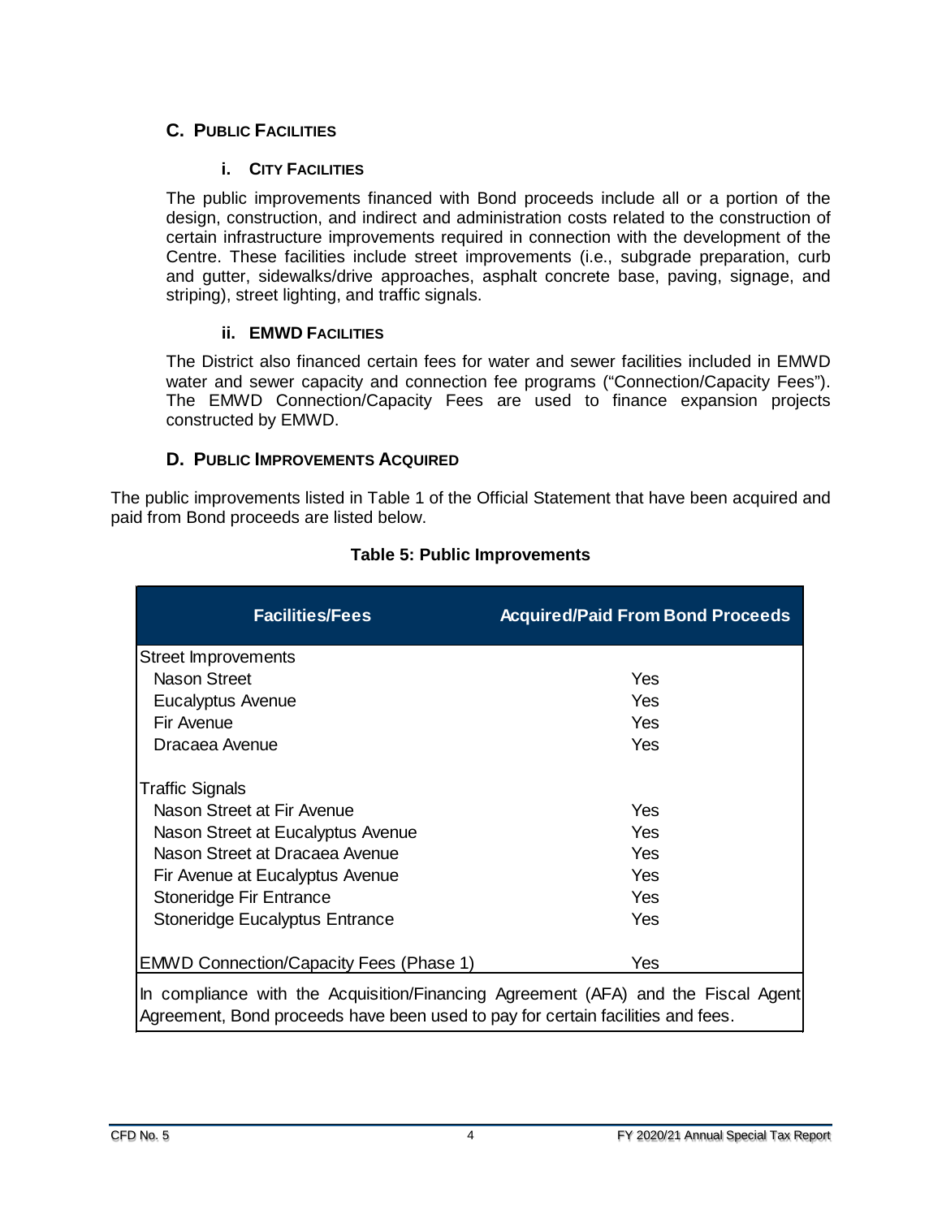## C. Public Facilities

### i. City Facilities

The public improvements financed with Bond proceeds include all or a portion of the design, construction, and indirect and administration costs related to the construction of certain infrastructure improvements required in connection with the development of the Centre. These facilities include street improvements (i.e., subgrade preparation, curb and gutter, sidewalks/drive approaches, asphalt concrete base, paving, signage, and striping), street lighting, and traffic signals.

### ii. EMWD Facilities

The District also financed certain fees for water and sewer facilities included in EMWD water and sewer capacity and connection fee programs ("Connection/Capacity Fees"). The EMWD Connection/Capacity Fees are used to finance expansion projects constructed by EMWD.

## D. Public Improvements Acquired

The public improvements listed in Table 1 of the Official Statement that have been acquired and paid from Bond proceeds are listed below.

**Table 5: Public Improvements**

| Facilities/Fees | Acquired/Paid From Bond Proceeds |
| --- | --- |
| Street Improvements | |
| Nason Street | Yes |
| Eucalyptus Avenue | Yes |
| Fir Avenue | Yes |
| Dracaea Avenue | Yes |
| | |
| Traffic Signals | |
| Nason Street at Fir Avenue | Yes |
| Nason Street at Eucalyptus Avenue | Yes |
| Nason Street at Dracaea Avenue | Yes |
| Fir Avenue at Eucalyptus Avenue | Yes |
| Stoneridge Fir Entrance | Yes |
| Stoneridge Eucalyptus Entrance | Yes |
| | |
| EMWD Connection/Capacity Fees (Phase 1) | Yes |

In compliance with the Acquisition/Financing Agreement (AFA) and the Fiscal Agent Agreement, Bond proceeds have been used to pay for certain facilities and fees.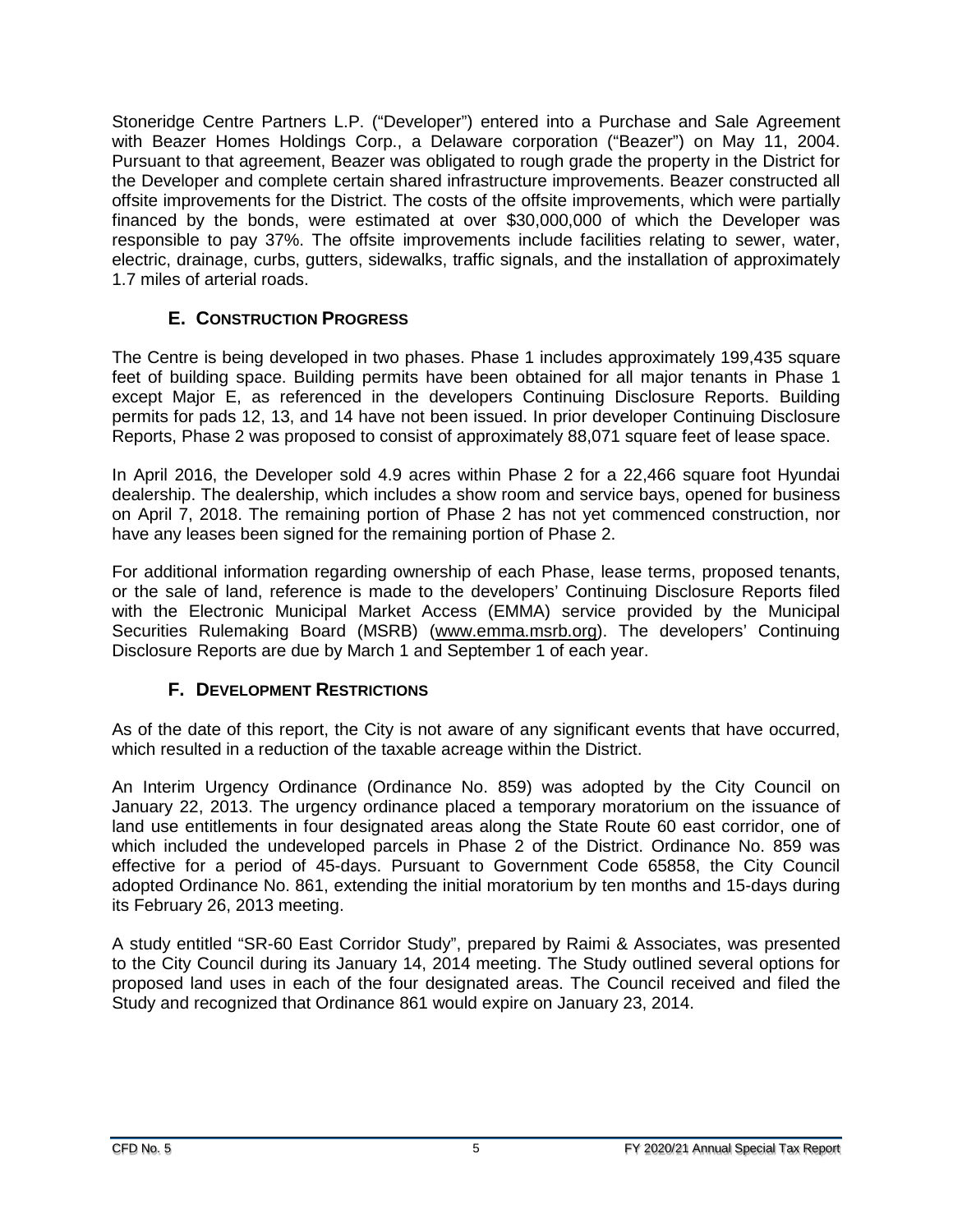Stoneridge Centre Partners L.P. ("Developer") entered into a Purchase and Sale Agreement with Beazer Homes Holdings Corp., a Delaware corporation ("Beazer") on May 11, 2004. Pursuant to that agreement, Beazer was obligated to rough grade the property in the District for the Developer and complete certain shared infrastructure improvements. Beazer constructed all offsite improvements for the District. The costs of the offsite improvements, which were partially financed by the bonds, were estimated at over $30,000,000 of which the Developer was responsible to pay 37%. The offsite improvements include facilities relating to sewer, water, electric, drainage, curbs, gutters, sidewalks, traffic signals, and the installation of approximately 1.7 miles of arterial roads.

## E. Construction Progress

The Centre is being developed in two phases. Phase 1 includes approximately 199,435 square feet of building space. Building permits have been obtained for all major tenants in Phase 1 except Major E, as referenced in the developers Continuing Disclosure Reports. Building permits for pads 12, 13, and 14 have not been issued. In prior developer Continuing Disclosure Reports, Phase 2 was proposed to consist of approximately 88,071 square feet of lease space.

In April 2016, the Developer sold 4.9 acres within Phase 2 for a 22,466 square foot Hyundai dealership. The dealership, which includes a show room and service bays, opened for business on April 7, 2018. The remaining portion of Phase 2 has not yet commenced construction, nor have any leases been signed for the remaining portion of Phase 2.

For additional information regarding ownership of each Phase, lease terms, proposed tenants, or the sale of land, reference is made to the developers' Continuing Disclosure Reports filed with the Electronic Municipal Market Access (EMMA) service provided by the Municipal Securities Rulemaking Board (MSRB) (www.emma.msrb.org). The developers' Continuing Disclosure Reports are due by March 1 and September 1 of each year.

## F. Development Restrictions

As of the date of this report, the City is not aware of any significant events that have occurred, which resulted in a reduction of the taxable acreage within the District.

An Interim Urgency Ordinance (Ordinance No. 859) was adopted by the City Council on January 22, 2013. The urgency ordinance placed a temporary moratorium on the issuance of land use entitlements in four designated areas along the State Route 60 east corridor, one of which included the undeveloped parcels in Phase 2 of the District. Ordinance No. 859 was effective for a period of 45-days. Pursuant to Government Code 65858, the City Council adopted Ordinance No. 861, extending the initial moratorium by ten months and 15-days during its February 26, 2013 meeting.

A study entitled "SR-60 East Corridor Study", prepared by Raimi & Associates, was presented to the City Council during its January 14, 2014 meeting. The Study outlined several options for proposed land uses in each of the four designated areas. The Council received and filed the Study and recognized that Ordinance 861 would expire on January 23, 2014.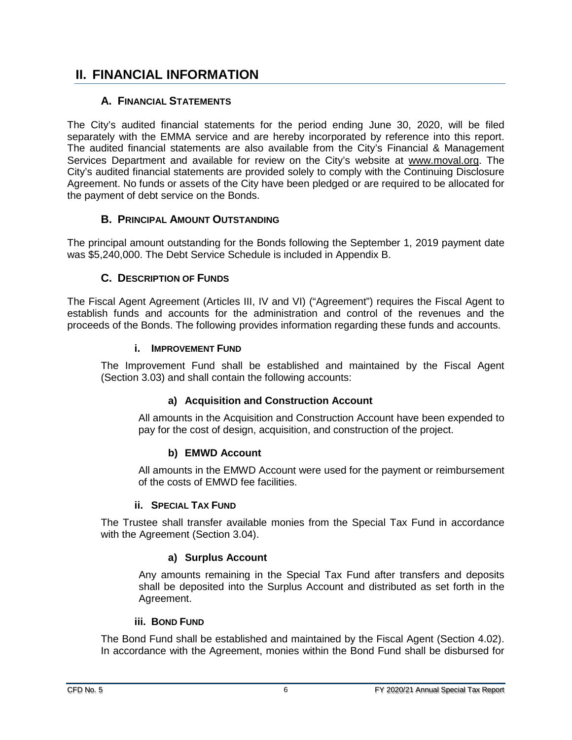# II. FINANCIAL INFORMATION

## A. Financial Statements

The City's audited financial statements for the period ending June 30, 2020, will be filed separately with the EMMA service and are hereby incorporated by reference into this report. The audited financial statements are also available from the City's Financial & Management Services Department and available for review on the City's website at www.moval.org. The City's audited financial statements are provided solely to comply with the Continuing Disclosure Agreement. No funds or assets of the City have been pledged or are required to be allocated for the payment of debt service on the Bonds.

## B. Principal Amount Outstanding

The principal amount outstanding for the Bonds following the September 1, 2019 payment date was $5,240,000. The Debt Service Schedule is included in Appendix B.

## C. Description of Funds

The Fiscal Agent Agreement (Articles III, IV and VI) ("Agreement") requires the Fiscal Agent to establish funds and accounts for the administration and control of the revenues and the proceeds of the Bonds. The following provides information regarding these funds and accounts.

### i. Improvement Fund

The Improvement Fund shall be established and maintained by the Fiscal Agent (Section 3.03) and shall contain the following accounts:

#### a) Acquisition and Construction Account

All amounts in the Acquisition and Construction Account have been expended to pay for the cost of design, acquisition, and construction of the project.

#### b) EMWD Account

All amounts in the EMWD Account were used for the payment or reimbursement of the costs of EMWD fee facilities.

### ii. Special Tax Fund

The Trustee shall transfer available monies from the Special Tax Fund in accordance with the Agreement (Section 3.04).

#### a) Surplus Account

Any amounts remaining in the Special Tax Fund after transfers and deposits shall be deposited into the Surplus Account and distributed as set forth in the Agreement.

### iii. Bond Fund

The Bond Fund shall be established and maintained by the Fiscal Agent (Section 4.02). In accordance with the Agreement, monies within the Bond Fund shall be disbursed for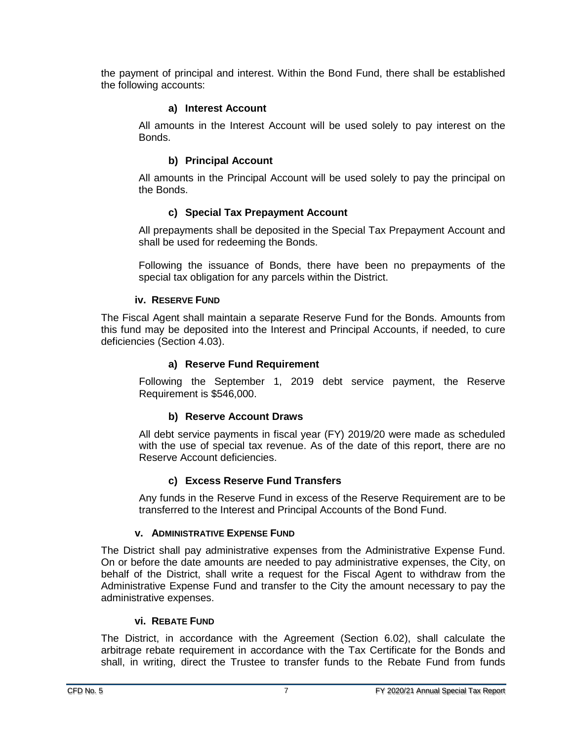the payment of principal and interest. Within the Bond Fund, there shall be established the following accounts:

#### a) Interest Account

All amounts in the Interest Account will be used solely to pay interest on the Bonds.

#### b) Principal Account

All amounts in the Principal Account will be used solely to pay the principal on the Bonds.

#### c) Special Tax Prepayment Account

All prepayments shall be deposited in the Special Tax Prepayment Account and shall be used for redeeming the Bonds.

Following the issuance of Bonds, there have been no prepayments of the special tax obligation for any parcels within the District.

### iv. RESERVE FUND

The Fiscal Agent shall maintain a separate Reserve Fund for the Bonds. Amounts from this fund may be deposited into the Interest and Principal Accounts, if needed, to cure deficiencies (Section 4.03).

#### a) Reserve Fund Requirement

Following the September 1, 2019 debt service payment, the Reserve Requirement is $546,000.

#### b) Reserve Account Draws

All debt service payments in fiscal year (FY) 2019/20 were made as scheduled with the use of special tax revenue. As of the date of this report, there are no Reserve Account deficiencies.

#### c) Excess Reserve Fund Transfers

Any funds in the Reserve Fund in excess of the Reserve Requirement are to be transferred to the Interest and Principal Accounts of the Bond Fund.

### v. ADMINISTRATIVE EXPENSE FUND

The District shall pay administrative expenses from the Administrative Expense Fund. On or before the date amounts are needed to pay administrative expenses, the City, on behalf of the District, shall write a request for the Fiscal Agent to withdraw from the Administrative Expense Fund and transfer to the City the amount necessary to pay the administrative expenses.

### vi. REBATE FUND

The District, in accordance with the Agreement (Section 6.02), shall calculate the arbitrage rebate requirement in accordance with the Tax Certificate for the Bonds and shall, in writing, direct the Trustee to transfer funds to the Rebate Fund from funds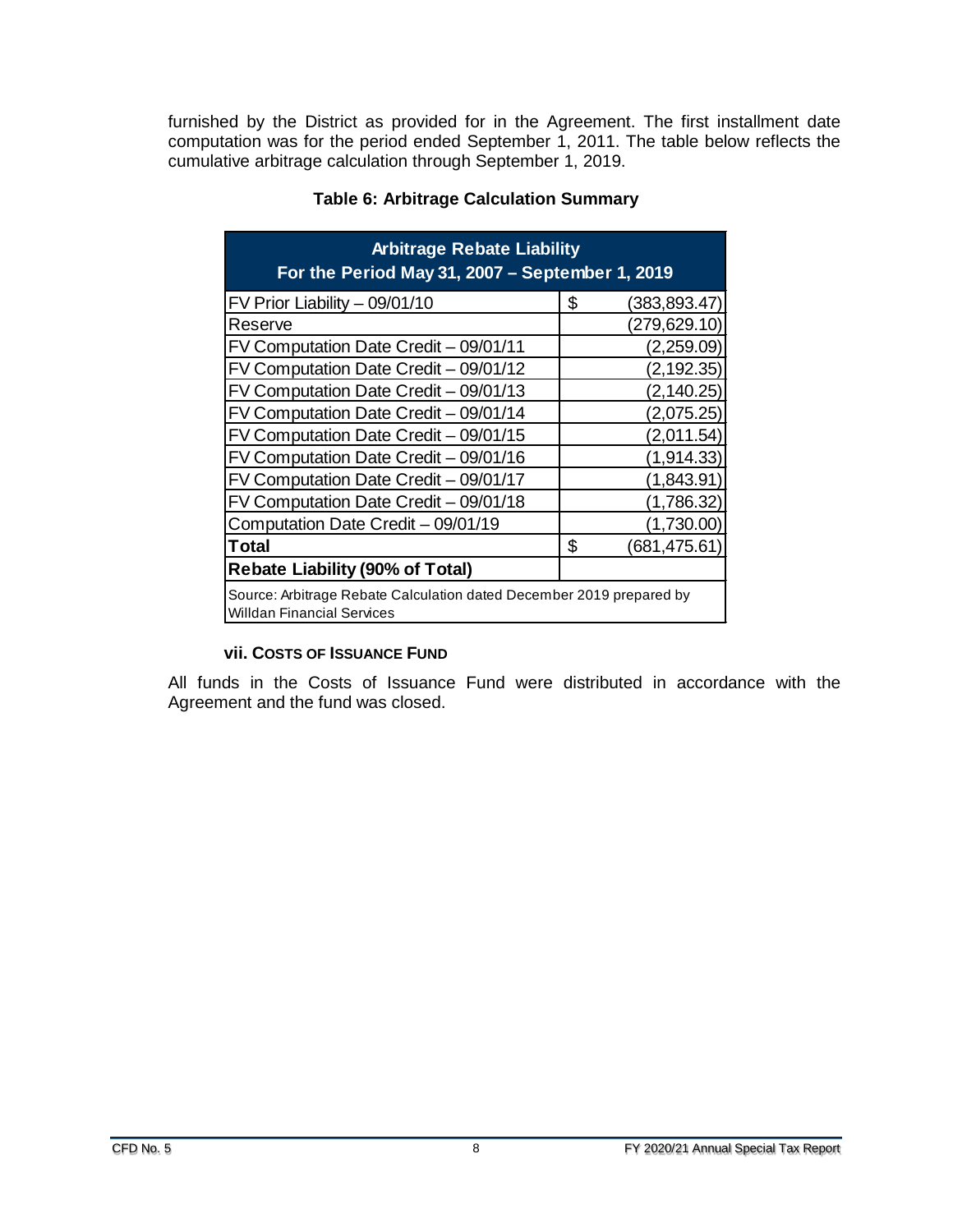furnished by the District as provided for in the Agreement. The first installment date computation was for the period ended September 1, 2011. The table below reflects the cumulative arbitrage calculation through September 1, 2019.

**Table 6: Arbitrage Calculation Summary**

| Arbitrage Rebate Liability For the Period May 31, 2007 – September 1, 2019 | |
|---|---|
| FV Prior Liability – 09/01/10 | $ (383,893.47) |
| Reserve | (279,629.10) |
| FV Computation Date Credit – 09/01/11 | (2,259.09) |
| FV Computation Date Credit – 09/01/12 | (2,192.35) |
| FV Computation Date Credit – 09/01/13 | (2,140.25) |
| FV Computation Date Credit – 09/01/14 | (2,075.25) |
| FV Computation Date Credit – 09/01/15 | (2,011.54) |
| FV Computation Date Credit – 09/01/16 | (1,914.33) |
| FV Computation Date Credit – 09/01/17 | (1,843.91) |
| FV Computation Date Credit – 09/01/18 | (1,786.32) |
| Computation Date Credit – 09/01/19 | (1,730.00) |
| **Total** | $ (681,475.61) |
| **Rebate Liability (90% of Total)** | |
| Source: Arbitrage Rebate Calculation dated December 2019 prepared by Willdan Financial Services | |

#### vii. Costs of Issuance Fund

All funds in the Costs of Issuance Fund were distributed in accordance with the Agreement and the fund was closed.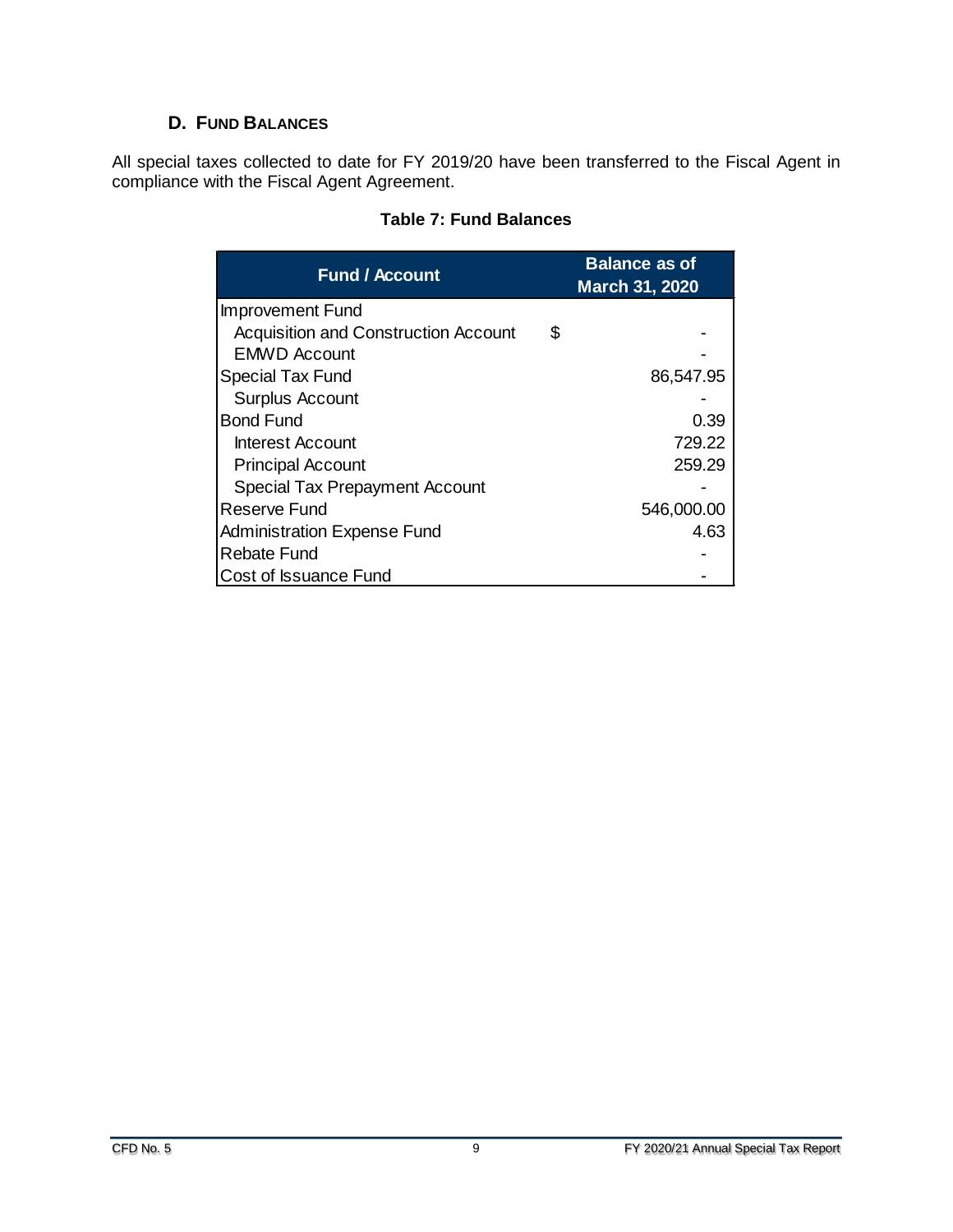### D. Fund Balances

All special taxes collected to date for FY 2019/20 have been transferred to the Fiscal Agent in compliance with the Fiscal Agent Agreement.

**Table 7: Fund Balances**

| Fund / Account | Balance as of March 31, 2020 |
|---|---|
| Improvement Fund | |
| Acquisition and Construction Account | $ - |
| EMWD Account | - |
| Special Tax Fund | 86,547.95 |
| Surplus Account | - |
| Bond Fund | 0.39 |
| Interest Account | 729.22 |
| Principal Account | 259.29 |
| Special Tax Prepayment Account | - |
| Reserve Fund | 546,000.00 |
| Administration Expense Fund | 4.63 |
| Rebate Fund | - |
| Cost of Issuance Fund | - |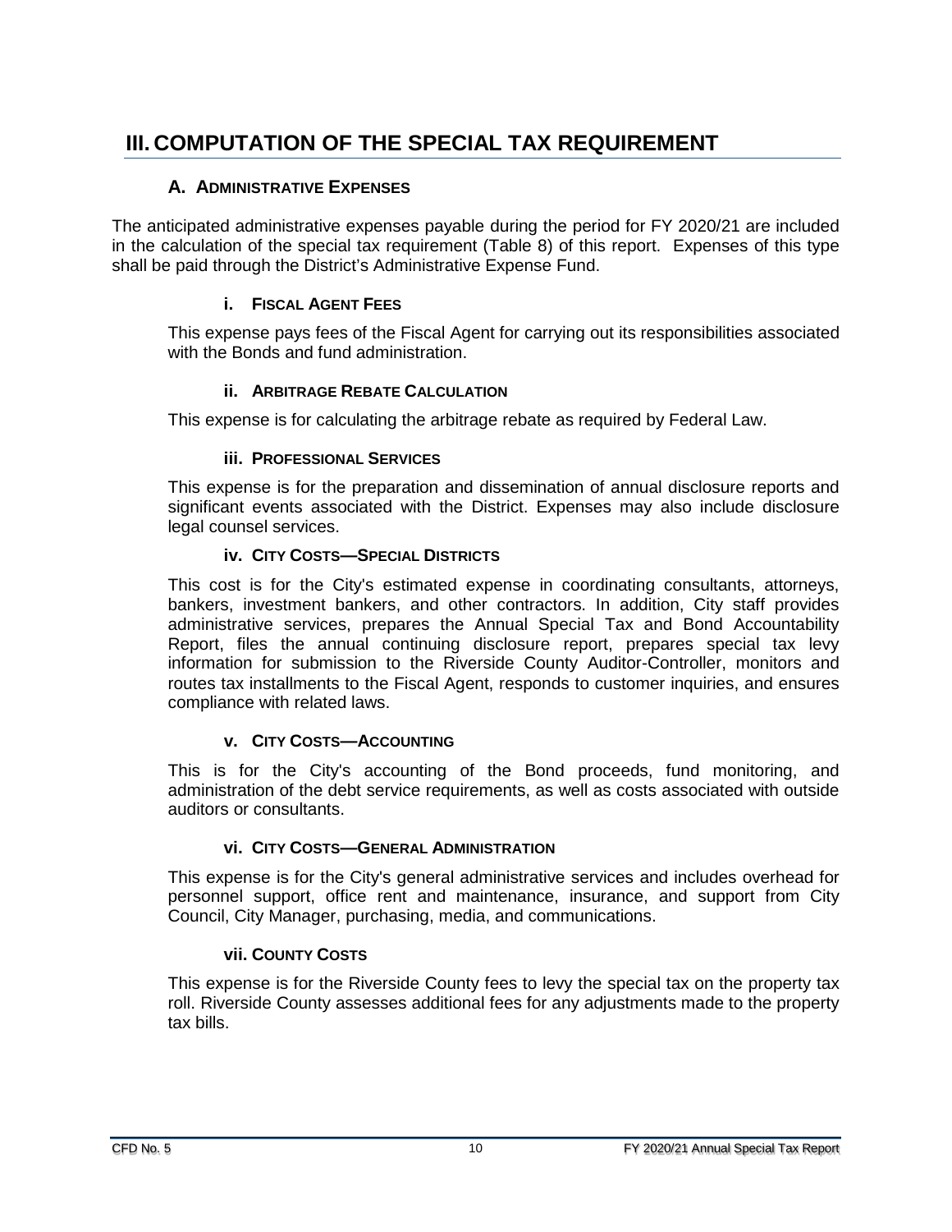# III. COMPUTATION OF THE SPECIAL TAX REQUIREMENT

## A. ADMINISTRATIVE EXPENSES

The anticipated administrative expenses payable during the period for FY 2020/21 are included in the calculation of the special tax requirement (Table 8) of this report. Expenses of this type shall be paid through the District's Administrative Expense Fund.

### i. FISCAL AGENT FEES

This expense pays fees of the Fiscal Agent for carrying out its responsibilities associated with the Bonds and fund administration.

### ii. ARBITRAGE REBATE CALCULATION

This expense is for calculating the arbitrage rebate as required by Federal Law.

### iii. PROFESSIONAL SERVICES

This expense is for the preparation and dissemination of annual disclosure reports and significant events associated with the District. Expenses may also include disclosure legal counsel services.

### iv. CITY COSTS—SPECIAL DISTRICTS

This cost is for the City's estimated expense in coordinating consultants, attorneys, bankers, investment bankers, and other contractors. In addition, City staff provides administrative services, prepares the Annual Special Tax and Bond Accountability Report, files the annual continuing disclosure report, prepares special tax levy information for submission to the Riverside County Auditor-Controller, monitors and routes tax installments to the Fiscal Agent, responds to customer inquiries, and ensures compliance with related laws.

### v. CITY COSTS—ACCOUNTING

This is for the City's accounting of the Bond proceeds, fund monitoring, and administration of the debt service requirements, as well as costs associated with outside auditors or consultants.

### vi. CITY COSTS—GENERAL ADMINISTRATION

This expense is for the City's general administrative services and includes overhead for personnel support, office rent and maintenance, insurance, and support from City Council, City Manager, purchasing, media, and communications.

### vii. COUNTY COSTS

This expense is for the Riverside County fees to levy the special tax on the property tax roll. Riverside County assesses additional fees for any adjustments made to the property tax bills.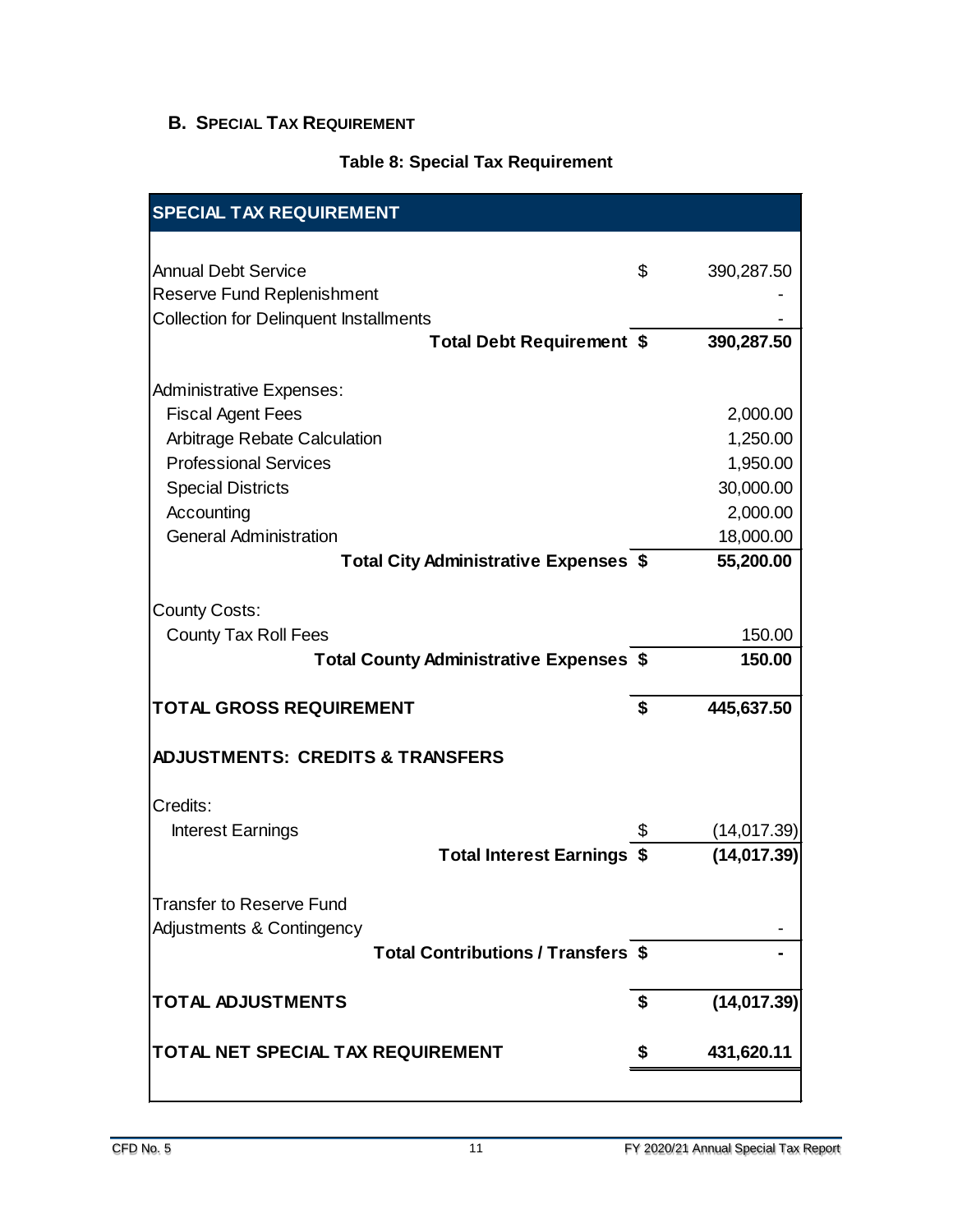## B. Special Tax Requirement

**Table 8: Special Tax Requirement**

| SPECIAL TAX REQUIREMENT | | |
|---|---|---|
| Annual Debt Service | $ | 390,287.50 |
| Reserve Fund Replenishment | | - |
| Collection for Delinquent Installments | | - |
| **Total Debt Requirement** | **$** | **390,287.50** |
| Administrative Expenses: | | |
| Fiscal Agent Fees | | 2,000.00 |
| Arbitrage Rebate Calculation | | 1,250.00 |
| Professional Services | | 1,950.00 |
| Special Districts | | 30,000.00 |
| Accounting | | 2,000.00 |
| General Administration | | 18,000.00 |
| **Total City Administrative Expenses** | **$** | **55,200.00** |
| County Costs: | | |
| County Tax Roll Fees | | 150.00 |
| **Total County Administrative Expenses** | **$** | **150.00** |
| **TOTAL GROSS REQUIREMENT** | **$** | **445,637.50** |
| **ADJUSTMENTS: CREDITS & TRANSFERS** | | |
| Credits: | | |
| Interest Earnings | $ | (14,017.39) |
| **Total Interest Earnings** | **$** | **(14,017.39)** |
| Transfer to Reserve Fund | | |
| Adjustments & Contingency | | - |
| **Total Contributions / Transfers** | **$** | **-** |
| **TOTAL ADJUSTMENTS** | **$** | **(14,017.39)** |
| **TOTAL NET SPECIAL TAX REQUIREMENT** | **$** | **431,620.11** |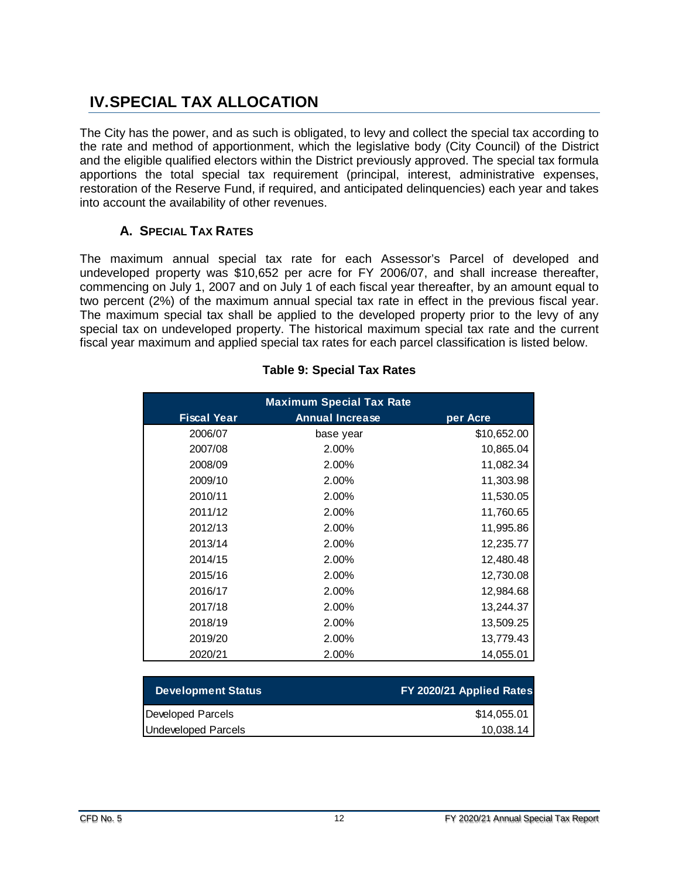# IV. SPECIAL TAX ALLOCATION

The City has the power, and as such is obligated, to levy and collect the special tax according to the rate and method of apportionment, which the legislative body (City Council) of the District and the eligible qualified electors within the District previously approved. The special tax formula apportions the total special tax requirement (principal, interest, administrative expenses, restoration of the Reserve Fund, if required, and anticipated delinquencies) each year and takes into account the availability of other revenues.

## A. Special Tax Rates

The maximum annual special tax rate for each Assessor's Parcel of developed and undeveloped property was $10,652 per acre for FY 2006/07, and shall increase thereafter, commencing on July 1, 2007 and on July 1 of each fiscal year thereafter, by an amount equal to two percent (2%) of the maximum annual special tax rate in effect in the previous fiscal year. The maximum special tax shall be applied to the developed property prior to the levy of any special tax on undeveloped property. The historical maximum special tax rate and the current fiscal year maximum and applied special tax rates for each parcel classification is listed below.

**Table 9: Special Tax Rates**

| Maximum Special Tax Rate | | |
|---|---|---|
| Fiscal Year | Annual Increase | per Acre |
| 2006/07 | base year | $10,652.00 |
| 2007/08 | 2.00% | 10,865.04 |
| 2008/09 | 2.00% | 11,082.34 |
| 2009/10 | 2.00% | 11,303.98 |
| 2010/11 | 2.00% | 11,530.05 |
| 2011/12 | 2.00% | 11,760.65 |
| 2012/13 | 2.00% | 11,995.86 |
| 2013/14 | 2.00% | 12,235.77 |
| 2014/15 | 2.00% | 12,480.48 |
| 2015/16 | 2.00% | 12,730.08 |
| 2016/17 | 2.00% | 12,984.68 |
| 2017/18 | 2.00% | 13,244.37 |
| 2018/19 | 2.00% | 13,509.25 |
| 2019/20 | 2.00% | 13,779.43 |
| 2020/21 | 2.00% | 14,055.01 |

| Development Status | FY 2020/21 Applied Rates |
|---|---|
| Developed Parcels | $14,055.01 |
| Undeveloped Parcels | 10,038.14 |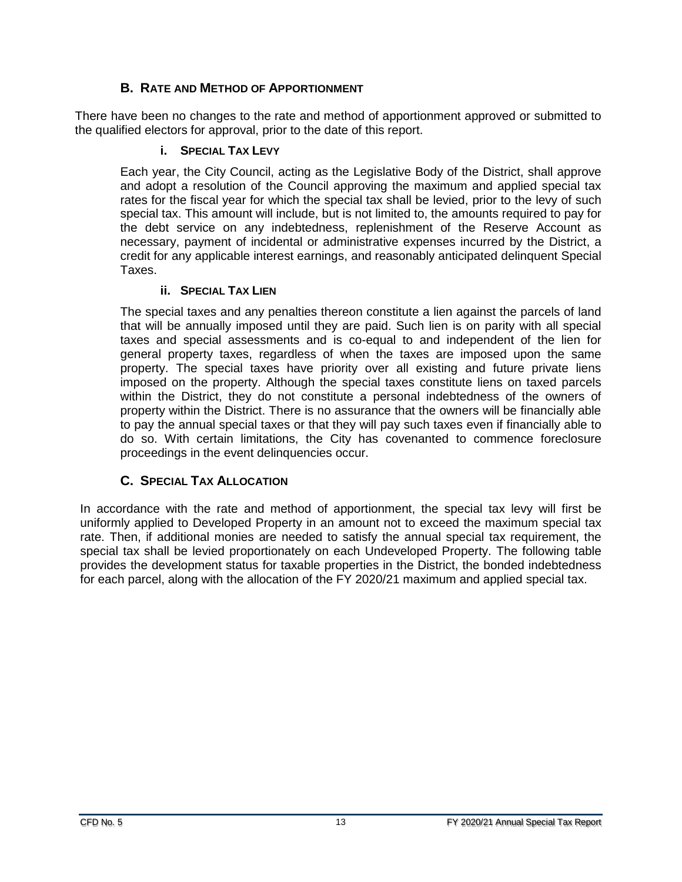## B. Rate and Method of Apportionment

There have been no changes to the rate and method of apportionment approved or submitted to the qualified electors for approval, prior to the date of this report.

### i. Special Tax Levy

Each year, the City Council, acting as the Legislative Body of the District, shall approve and adopt a resolution of the Council approving the maximum and applied special tax rates for the fiscal year for which the special tax shall be levied, prior to the levy of such special tax. This amount will include, but is not limited to, the amounts required to pay for the debt service on any indebtedness, replenishment of the Reserve Account as necessary, payment of incidental or administrative expenses incurred by the District, a credit for any applicable interest earnings, and reasonably anticipated delinquent Special Taxes.

### ii. Special Tax Lien

The special taxes and any penalties thereon constitute a lien against the parcels of land that will be annually imposed until they are paid. Such lien is on parity with all special taxes and special assessments and is co-equal to and independent of the lien for general property taxes, regardless of when the taxes are imposed upon the same property. The special taxes have priority over all existing and future private liens imposed on the property. Although the special taxes constitute liens on taxed parcels within the District, they do not constitute a personal indebtedness of the owners of property within the District. There is no assurance that the owners will be financially able to pay the annual special taxes or that they will pay such taxes even if financially able to do so. With certain limitations, the City has covenanted to commence foreclosure proceedings in the event delinquencies occur.

## C. Special Tax Allocation

In accordance with the rate and method of apportionment, the special tax levy will first be uniformly applied to Developed Property in an amount not to exceed the maximum special tax rate. Then, if additional monies are needed to satisfy the annual special tax requirement, the special tax shall be levied proportionately on each Undeveloped Property. The following table provides the development status for taxable properties in the District, the bonded indebtedness for each parcel, along with the allocation of the FY 2020/21 maximum and applied special tax.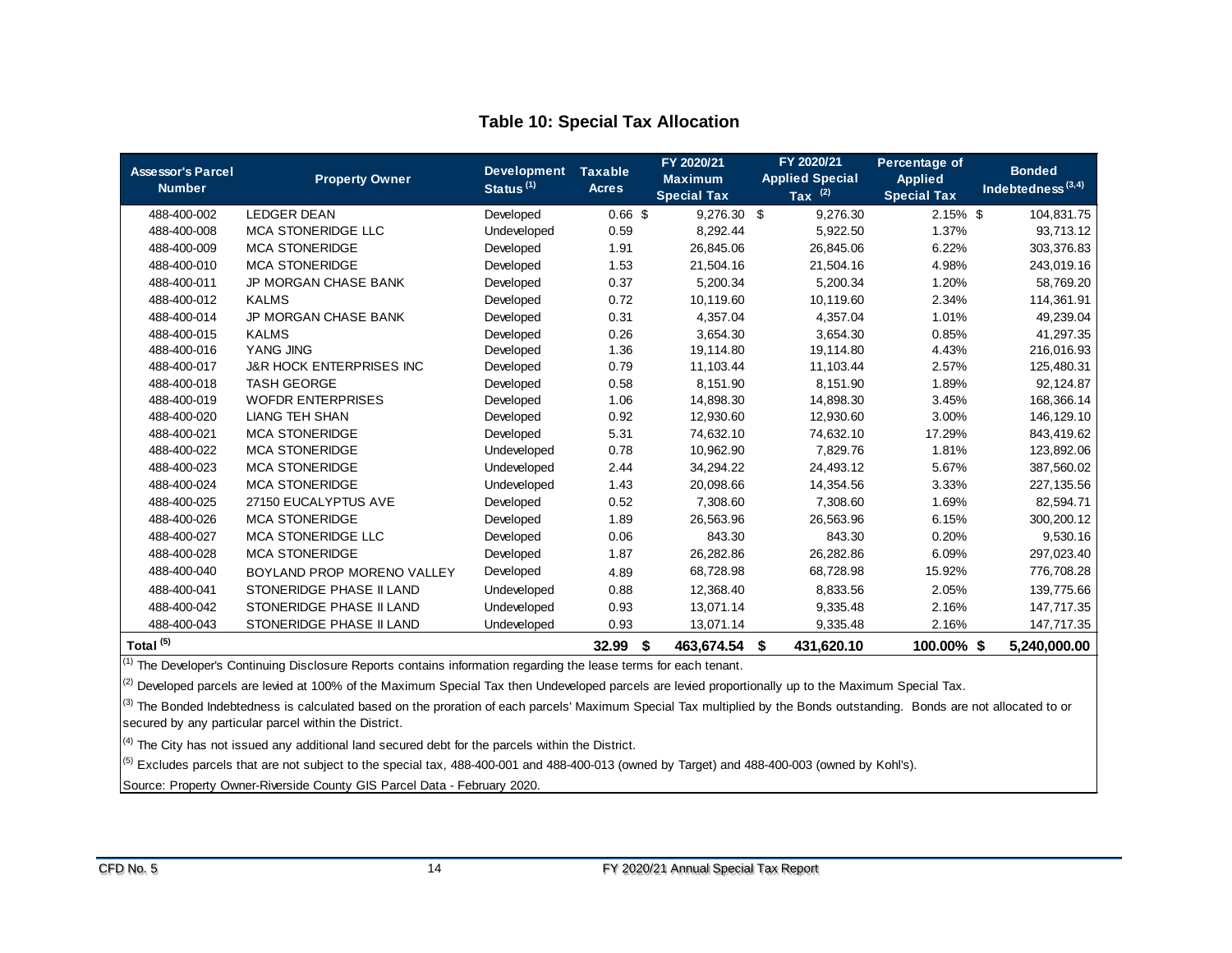### Table 10: Special Tax Allocation

| Assessor's Parcel Number | Property Owner | Development Status [1] | Taxable Acres | FY 2020/21 Maximum Special Tax | FY 2020/21 Applied Special Tax [2] | Percentage of Applied Special Tax | Bonded Indebtedness [3,4] |
|---|---|---|---|---|---|---|---|
| 488-400-002 | LEDGER DEAN | Developed | 0.66 | $ 9,276.30 | $ 9,276.30 | 2.15% | $ 104,831.75 |
| 488-400-008 | MCA STONERIDGE LLC | Undeveloped | 0.59 | 8,292.44 | 5,922.50 | 1.37% | 93,713.12 |
| 488-400-009 | MCA STONERIDGE | Developed | 1.91 | 26,845.06 | 26,845.06 | 6.22% | 303,376.83 |
| 488-400-010 | MCA STONERIDGE | Developed | 1.53 | 21,504.16 | 21,504.16 | 4.98% | 243,019.16 |
| 488-400-011 | JP MORGAN CHASE BANK | Developed | 0.37 | 5,200.34 | 5,200.34 | 1.20% | 58,769.20 |
| 488-400-012 | KALMS | Developed | 0.72 | 10,119.60 | 10,119.60 | 2.34% | 114,361.91 |
| 488-400-014 | JP MORGAN CHASE BANK | Developed | 0.31 | 4,357.04 | 4,357.04 | 1.01% | 49,239.04 |
| 488-400-015 | KALMS | Developed | 0.26 | 3,654.30 | 3,654.30 | 0.85% | 41,297.35 |
| 488-400-016 | YANG JING | Developed | 1.36 | 19,114.80 | 19,114.80 | 4.43% | 216,016.93 |
| 488-400-017 | J&R HOCK ENTERPRISES INC | Developed | 0.79 | 11,103.44 | 11,103.44 | 2.57% | 125,480.31 |
| 488-400-018 | TASH GEORGE | Developed | 0.58 | 8,151.90 | 8,151.90 | 1.89% | 92,124.87 |
| 488-400-019 | WOFDR ENTERPRISES | Developed | 1.06 | 14,898.30 | 14,898.30 | 3.45% | 168,366.14 |
| 488-400-020 | LIANG TEH SHAN | Developed | 0.92 | 12,930.60 | 12,930.60 | 3.00% | 146,129.10 |
| 488-400-021 | MCA STONERIDGE | Developed | 5.31 | 74,632.10 | 74,632.10 | 17.29% | 843,419.62 |
| 488-400-022 | MCA STONERIDGE | Undeveloped | 0.78 | 10,962.90 | 7,829.76 | 1.81% | 123,892.06 |
| 488-400-023 | MCA STONERIDGE | Undeveloped | 2.44 | 34,294.22 | 24,493.12 | 5.67% | 387,560.02 |
| 488-400-024 | MCA STONERIDGE | Undeveloped | 1.43 | 20,098.66 | 14,354.56 | 3.33% | 227,135.56 |
| 488-400-025 | 27150 EUCALYPTUS AVE | Developed | 0.52 | 7,308.60 | 7,308.60 | 1.69% | 82,594.71 |
| 488-400-026 | MCA STONERIDGE | Developed | 1.89 | 26,563.96 | 26,563.96 | 6.15% | 300,200.12 |
| 488-400-027 | MCA STONERIDGE LLC | Developed | 0.06 | 843.30 | 843.30 | 0.20% | 9,530.16 |
| 488-400-028 | MCA STONERIDGE | Developed | 1.87 | 26,282.86 | 26,282.86 | 6.09% | 297,023.40 |
| 488-400-040 | BOYLAND PROP MORENO VALLEY | Developed | 4.89 | 68,728.98 | 68,728.98 | 15.92% | 776,708.28 |
| 488-400-041 | STONERIDGE PHASE II LAND | Undeveloped | 0.88 | 12,368.40 | 8,833.56 | 2.05% | 139,775.66 |
| 488-400-042 | STONERIDGE PHASE II LAND | Undeveloped | 0.93 | 13,071.14 | 9,335.48 | 2.16% | 147,717.35 |
| 488-400-043 | STONERIDGE PHASE II LAND | Undeveloped | 0.93 | 13,071.14 | 9,335.48 | 2.16% | 147,717.35 |
| **Total [5]** | | | **32.99** | **$ 463,674.54** | **$ 431,620.10** | **100.00%** | **$ 5,240,000.00** |

[1] The Developer's Continuing Disclosure Reports contains information regarding the lease terms for each tenant.

[2] Developed parcels are levied at 100% of the Maximum Special Tax then Undeveloped parcels are levied proportionally up to the Maximum Special Tax.

[3] The Bonded Indebtedness is calculated based on the proration of each parcels' Maximum Special Tax multiplied by the Bonds outstanding. Bonds are not allocated to or secured by any particular parcel within the District.

[4] The City has not issued any additional land secured debt for the parcels within the District.

[5] Excludes parcels that are not subject to the special tax, 488-400-001 and 488-400-013 (owned by Target) and 488-400-003 (owned by Kohl's).

Source: Property Owner-Riverside County GIS Parcel Data - February 2020.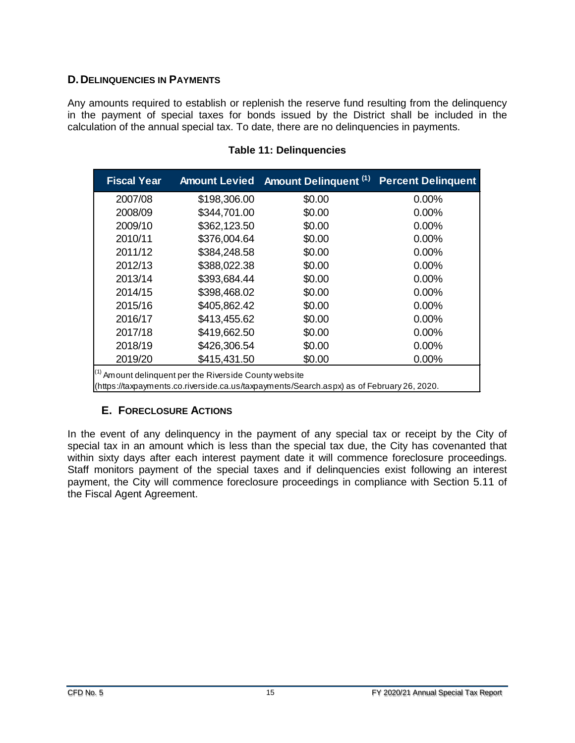## D. Delinquencies in Payments

Any amounts required to establish or replenish the reserve fund resulting from the delinquency in the payment of special taxes for bonds issued by the District shall be included in the calculation of the annual special tax. To date, there are no delinquencies in payments.

**Table 11: Delinquencies**

| Fiscal Year | Amount Levied | Amount Delinquent (1) | Percent Delinquent |
|---|---|---|---|
| 2007/08 | $198,306.00 | $0.00 | 0.00% |
| 2008/09 | $344,701.00 | $0.00 | 0.00% |
| 2009/10 | $362,123.50 | $0.00 | 0.00% |
| 2010/11 | $376,004.64 | $0.00 | 0.00% |
| 2011/12 | $384,248.58 | $0.00 | 0.00% |
| 2012/13 | $388,022.38 | $0.00 | 0.00% |
| 2013/14 | $393,684.44 | $0.00 | 0.00% |
| 2014/15 | $398,468.02 | $0.00 | 0.00% |
| 2015/16 | $405,862.42 | $0.00 | 0.00% |
| 2016/17 | $413,455.62 | $0.00 | 0.00% |
| 2017/18 | $419,662.50 | $0.00 | 0.00% |
| 2018/19 | $426,306.54 | $0.00 | 0.00% |
| 2019/20 | $415,431.50 | $0.00 | 0.00% |

(1) Amount delinquent per the Riverside County website (https://taxpayments.co.riverside.ca.us/taxpayments/Search.aspx) as of February 26, 2020.

## E. Foreclosure Actions

In the event of any delinquency in the payment of any special tax or receipt by the City of special tax in an amount which is less than the special tax due, the City has covenanted that within sixty days after each interest payment date it will commence foreclosure proceedings. Staff monitors payment of the special taxes and if delinquencies exist following an interest payment, the City will commence foreclosure proceedings in compliance with Section 5.11 of the Fiscal Agent Agreement.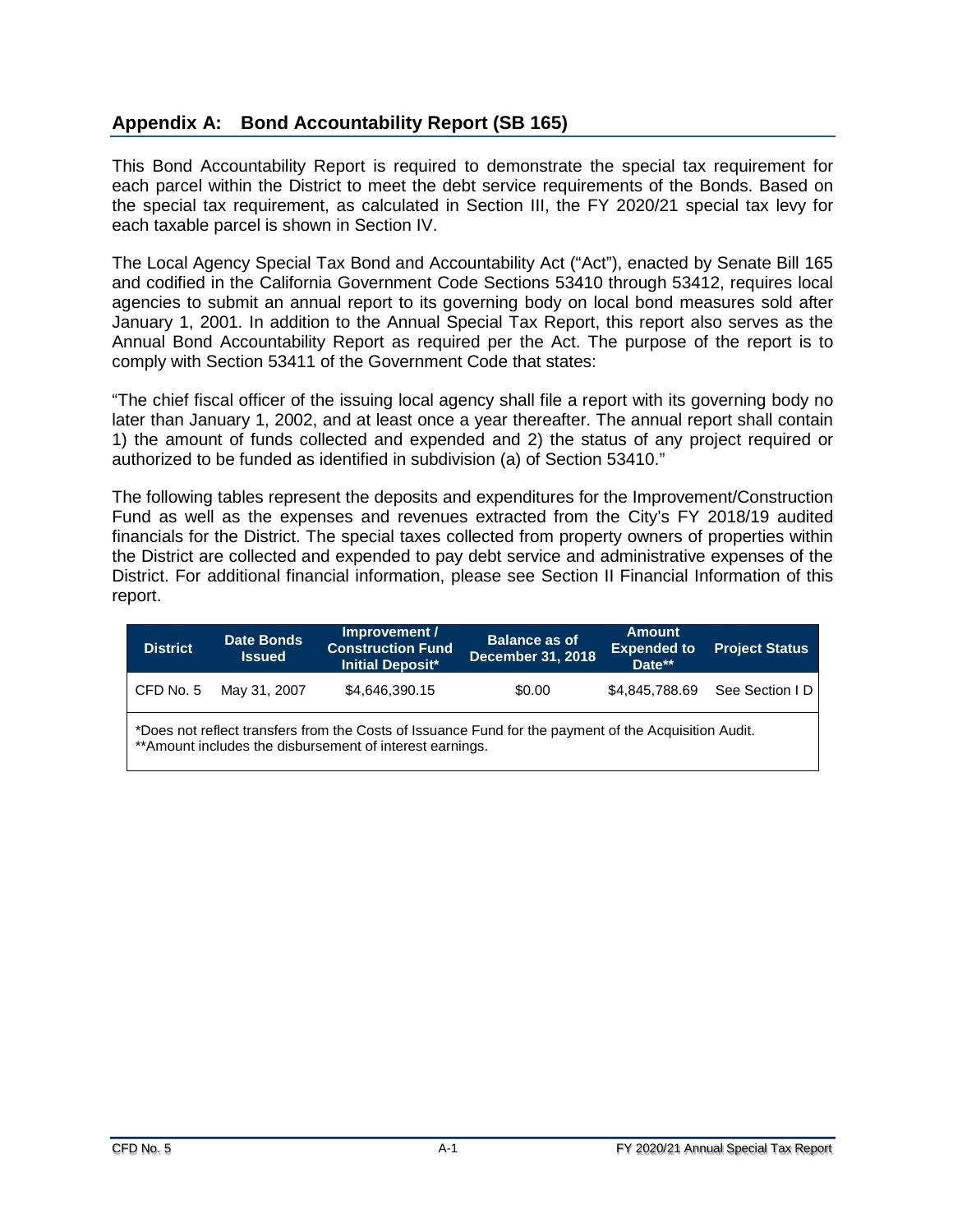## Appendix A: Bond Accountability Report (SB 165)

This Bond Accountability Report is required to demonstrate the special tax requirement for each parcel within the District to meet the debt service requirements of the Bonds. Based on the special tax requirement, as calculated in Section III, the FY 2020/21 special tax levy for each taxable parcel is shown in Section IV.

The Local Agency Special Tax Bond and Accountability Act ("Act"), enacted by Senate Bill 165 and codified in the California Government Code Sections 53410 through 53412, requires local agencies to submit an annual report to its governing body on local bond measures sold after January 1, 2001. In addition to the Annual Special Tax Report, this report also serves as the Annual Bond Accountability Report as required per the Act. The purpose of the report is to comply with Section 53411 of the Government Code that states:

"The chief fiscal officer of the issuing local agency shall file a report with its governing body no later than January 1, 2002, and at least once a year thereafter. The annual report shall contain 1) the amount of funds collected and expended and 2) the status of any project required or authorized to be funded as identified in subdivision (a) of Section 53410."

The following tables represent the deposits and expenditures for the Improvement/Construction Fund as well as the expenses and revenues extracted from the City's FY 2018/19 audited financials for the District. The special taxes collected from property owners of properties within the District are collected and expended to pay debt service and administrative expenses of the District. For additional financial information, please see Section II Financial Information of this report.

| District | Date Bonds Issued | Improvement / Construction Fund Initial Deposit* | Balance as of December 31, 2018 | Amount Expended to Date** | Project Status |
|---|---|---|---|---|---|
| CFD No. 5 | May 31, 2007 | $4,646,390.15 | $0.00 | $4,845,788.69 | See Section I D |

*Does not reflect transfers from the Costs of Issuance Fund for the payment of the Acquisition Audit.
**Amount includes the disbursement of interest earnings.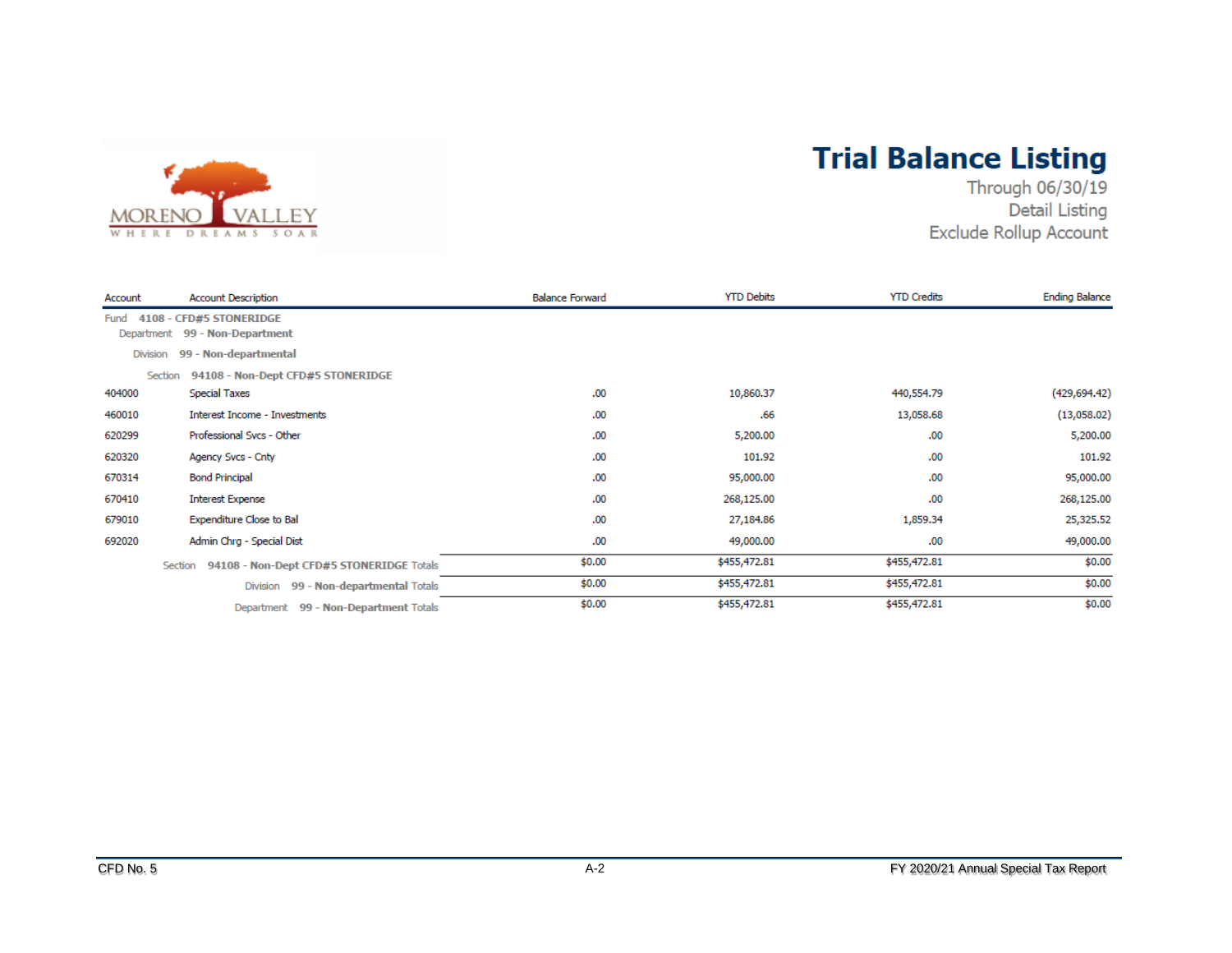# Trial Balance Listing

Through 06/30/19

Detail Listing

Exclude Rollup Account

| Account | Account Description | Balance Forward | YTD Debits | YTD Credits | Ending Balance |
|---|---|---|---|---|---|
| Fund 4108 - CFD#5 STONERIDGE | | | | | |
| Department 99 - Non-Department | | | | | |
| Division 99 - Non-departmental | | | | | |
| Section 94108 - Non-Dept CFD#5 STONERIDGE | | | | | |
| 404000 | Special Taxes | .00 | 10,860.37 | 440,554.79 | (429,694.42) |
| 460010 | Interest Income - Investments | .00 | .66 | 13,058.68 | (13,058.02) |
| 620299 | Professional Svcs - Other | .00 | 5,200.00 | .00 | 5,200.00 |
| 620320 | Agency Svcs - Cnty | .00 | 101.92 | .00 | 101.92 |
| 670314 | Bond Principal | .00 | 95,000.00 | .00 | 95,000.00 |
| 670410 | Interest Expense | .00 | 268,125.00 | .00 | 268,125.00 |
| 679010 | Expenditure Close to Bal | .00 | 27,184.86 | 1,859.34 | 25,325.52 |
| 692020 | Admin Chrg - Special Dist | .00 | 49,000.00 | .00 | 49,000.00 |
| | Section 94108 - Non-Dept CFD#5 STONERIDGE Totals | $0.00 | $455,472.81 | $455,472.81 | $0.00 |
| | Division 99 - Non-departmental Totals | $0.00 | $455,472.81 | $455,472.81 | $0.00 |
| | Department 99 - Non-Department Totals | $0.00 | $455,472.81 | $455,472.81 | $0.00 |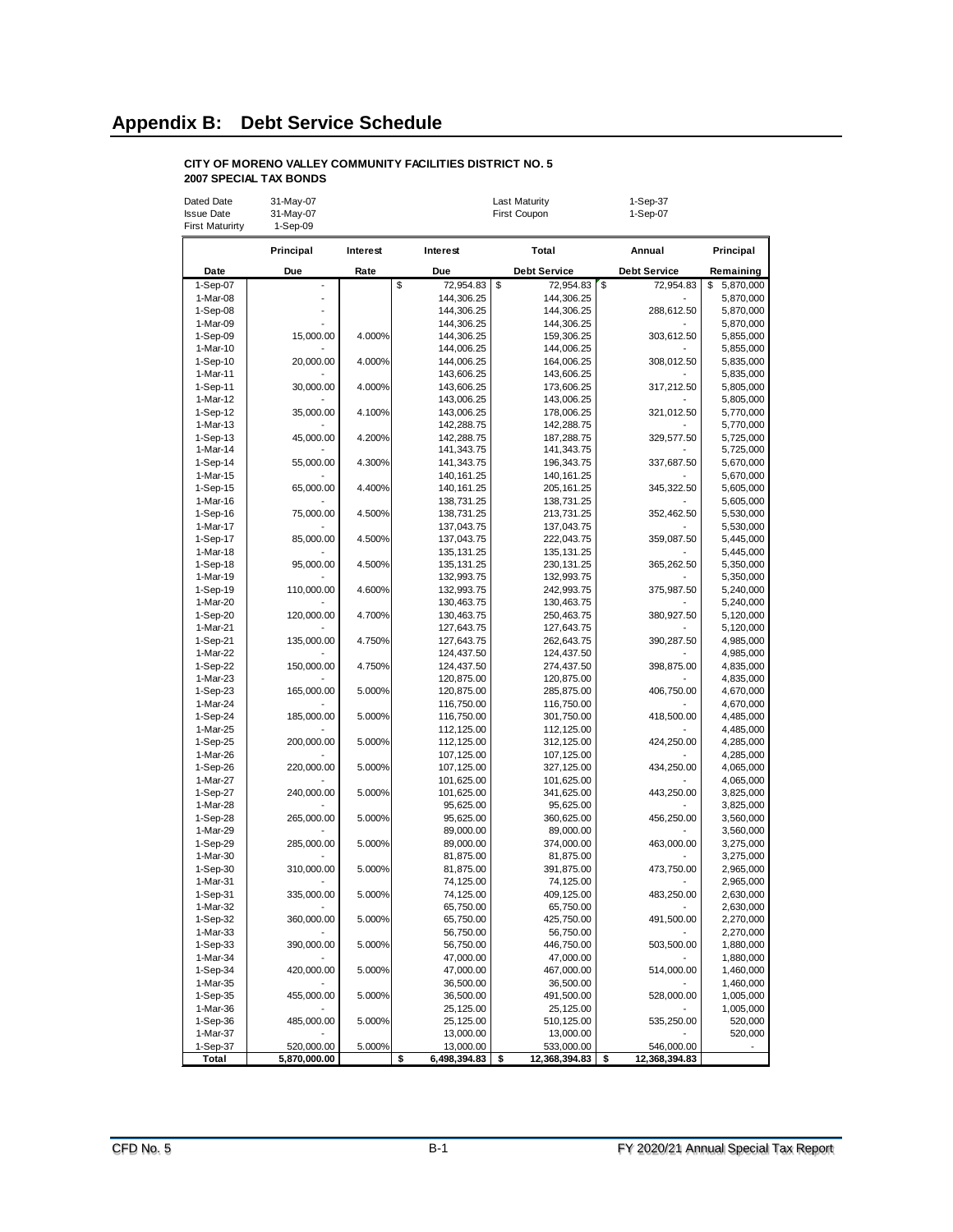# Appendix B: Debt Service Schedule

**CITY OF MORENO VALLEY COMMUNITY FACILITIES DISTRICT NO. 5**
**2007 SPECIAL TAX BONDS**

| | | | |
|---|---|---|---|
| Dated Date | 31-May-07 | Last Maturity | 1-Sep-37 |
| Issue Date | 31-May-07 | First Coupon | 1-Sep-07 |
| First Maturirty | 1-Sep-09 | | |

| Date | Principal Due | Interest Rate | Interest Due | Total Debt Service | Annual Debt Service | Principal Remaining |
|---|---|---|---|---|---|---|
| 1-Sep-07 | - | | $ 72,954.83 | $ 72,954.83 | $ 72,954.83 | $ 5,870,000 |
| 1-Mar-08 | - | | 144,306.25 | 144,306.25 | - | 5,870,000 |
| 1-Sep-08 | - | | 144,306.25 | 144,306.25 | 288,612.50 | 5,870,000 |
| 1-Mar-09 | - | | 144,306.25 | 144,306.25 | - | 5,870,000 |
| 1-Sep-09 | 15,000.00 | 4.000% | 144,306.25 | 159,306.25 | 303,612.50 | 5,855,000 |
| 1-Mar-10 | - | | 144,006.25 | 144,006.25 | - | 5,855,000 |
| 1-Sep-10 | 20,000.00 | 4.000% | 144,006.25 | 164,006.25 | 308,012.50 | 5,835,000 |
| 1-Mar-11 | - | | 143,606.25 | 143,606.25 | - | 5,835,000 |
| 1-Sep-11 | 30,000.00 | 4.000% | 143,606.25 | 173,606.25 | 317,212.50 | 5,805,000 |
| 1-Mar-12 | - | | 143,006.25 | 143,006.25 | - | 5,805,000 |
| 1-Sep-12 | 35,000.00 | 4.100% | 143,006.25 | 178,006.25 | 321,012.50 | 5,770,000 |
| 1-Mar-13 | - | | 142,288.75 | 142,288.75 | - | 5,770,000 |
| 1-Sep-13 | 45,000.00 | 4.200% | 142,288.75 | 187,288.75 | 329,577.50 | 5,725,000 |
| 1-Mar-14 | - | | 141,343.75 | 141,343.75 | - | 5,725,000 |
| 1-Sep-14 | 55,000.00 | 4.300% | 141,343.75 | 196,343.75 | 337,687.50 | 5,670,000 |
| 1-Mar-15 | - | | 140,161.25 | 140,161.25 | - | 5,670,000 |
| 1-Sep-15 | 65,000.00 | 4.400% | 140,161.25 | 205,161.25 | 345,322.50 | 5,605,000 |
| 1-Mar-16 | - | | 138,731.25 | 138,731.25 | - | 5,605,000 |
| 1-Sep-16 | 75,000.00 | 4.500% | 138,731.25 | 213,731.25 | 352,462.50 | 5,530,000 |
| 1-Mar-17 | - | | 137,043.75 | 137,043.75 | - | 5,530,000 |
| 1-Sep-17 | 85,000.00 | 4.500% | 137,043.75 | 222,043.75 | 359,087.50 | 5,445,000 |
| 1-Mar-18 | - | | 135,131.25 | 135,131.25 | - | 5,445,000 |
| 1-Sep-18 | 95,000.00 | 4.500% | 135,131.25 | 230,131.25 | 365,262.50 | 5,350,000 |
| 1-Mar-19 | - | | 132,993.75 | 132,993.75 | - | 5,350,000 |
| 1-Sep-19 | 110,000.00 | 4.600% | 132,993.75 | 242,993.75 | 375,987.50 | 5,240,000 |
| 1-Mar-20 | - | | 130,463.75 | 130,463.75 | - | 5,240,000 |
| 1-Sep-20 | 120,000.00 | 4.700% | 130,463.75 | 250,463.75 | 380,927.50 | 5,120,000 |
| 1-Mar-21 | - | | 127,643.75 | 127,643.75 | - | 5,120,000 |
| 1-Sep-21 | 135,000.00 | 4.750% | 127,643.75 | 262,643.75 | 390,287.50 | 4,985,000 |
| 1-Mar-22 | - | | 124,437.50 | 124,437.50 | - | 4,985,000 |
| 1-Sep-22 | 150,000.00 | 4.750% | 124,437.50 | 274,437.50 | 398,875.00 | 4,835,000 |
| 1-Mar-23 | - | | 120,875.00 | 120,875.00 | - | 4,835,000 |
| 1-Sep-23 | 165,000.00 | 5.000% | 120,875.00 | 285,875.00 | 406,750.00 | 4,670,000 |
| 1-Mar-24 | - | | 116,750.00 | 116,750.00 | - | 4,670,000 |
| 1-Sep-24 | 185,000.00 | 5.000% | 116,750.00 | 301,750.00 | 418,500.00 | 4,485,000 |
| 1-Mar-25 | - | | 112,125.00 | 112,125.00 | - | 4,485,000 |
| 1-Sep-25 | 200,000.00 | 5.000% | 112,125.00 | 312,125.00 | 424,250.00 | 4,285,000 |
| 1-Mar-26 | - | | 107,125.00 | 107,125.00 | - | 4,285,000 |
| 1-Sep-26 | 220,000.00 | 5.000% | 107,125.00 | 327,125.00 | 434,250.00 | 4,065,000 |
| 1-Mar-27 | - | | 101,625.00 | 101,625.00 | - | 4,065,000 |
| 1-Sep-27 | 240,000.00 | 5.000% | 101,625.00 | 341,625.00 | 443,250.00 | 3,825,000 |
| 1-Mar-28 | - | | 95,625.00 | 95,625.00 | - | 3,825,000 |
| 1-Sep-28 | 265,000.00 | 5.000% | 95,625.00 | 360,625.00 | 456,250.00 | 3,560,000 |
| 1-Mar-29 | - | | 89,000.00 | 89,000.00 | - | 3,560,000 |
| 1-Sep-29 | 285,000.00 | 5.000% | 89,000.00 | 374,000.00 | 463,000.00 | 3,275,000 |
| 1-Mar-30 | - | | 81,875.00 | 81,875.00 | - | 3,275,000 |
| 1-Sep-30 | 310,000.00 | 5.000% | 81,875.00 | 391,875.00 | 473,750.00 | 2,965,000 |
| 1-Mar-31 | - | | 74,125.00 | 74,125.00 | - | 2,965,000 |
| 1-Sep-31 | 335,000.00 | 5.000% | 74,125.00 | 409,125.00 | 483,250.00 | 2,630,000 |
| 1-Mar-32 | - | | 65,750.00 | 65,750.00 | - | 2,630,000 |
| 1-Sep-32 | 360,000.00 | 5.000% | 65,750.00 | 425,750.00 | 491,500.00 | 2,270,000 |
| 1-Mar-33 | - | | 56,750.00 | 56,750.00 | - | 2,270,000 |
| 1-Sep-33 | 390,000.00 | 5.000% | 56,750.00 | 446,750.00 | 503,500.00 | 1,880,000 |
| 1-Mar-34 | - | | 47,000.00 | 47,000.00 | - | 1,880,000 |
| 1-Sep-34 | 420,000.00 | 5.000% | 47,000.00 | 467,000.00 | 514,000.00 | 1,460,000 |
| 1-Mar-35 | - | | 36,500.00 | 36,500.00 | - | 1,460,000 |
| 1-Sep-35 | 455,000.00 | 5.000% | 36,500.00 | 491,500.00 | 528,000.00 | 1,005,000 |
| 1-Mar-36 | - | | 25,125.00 | 25,125.00 | - | 1,005,000 |
| 1-Sep-36 | 485,000.00 | 5.000% | 25,125.00 | 510,125.00 | 535,250.00 | 520,000 |
| 1-Mar-37 | - | | 13,000.00 | 13,000.00 | - | 520,000 |
| 1-Sep-37 | 520,000.00 | 5.000% | 13,000.00 | 533,000.00 | 546,000.00 | - |
| **Total** | **5,870,000.00** | | **$ 6,498,394.83** | **$ 12,368,394.83** | **$ 12,368,394.83** | |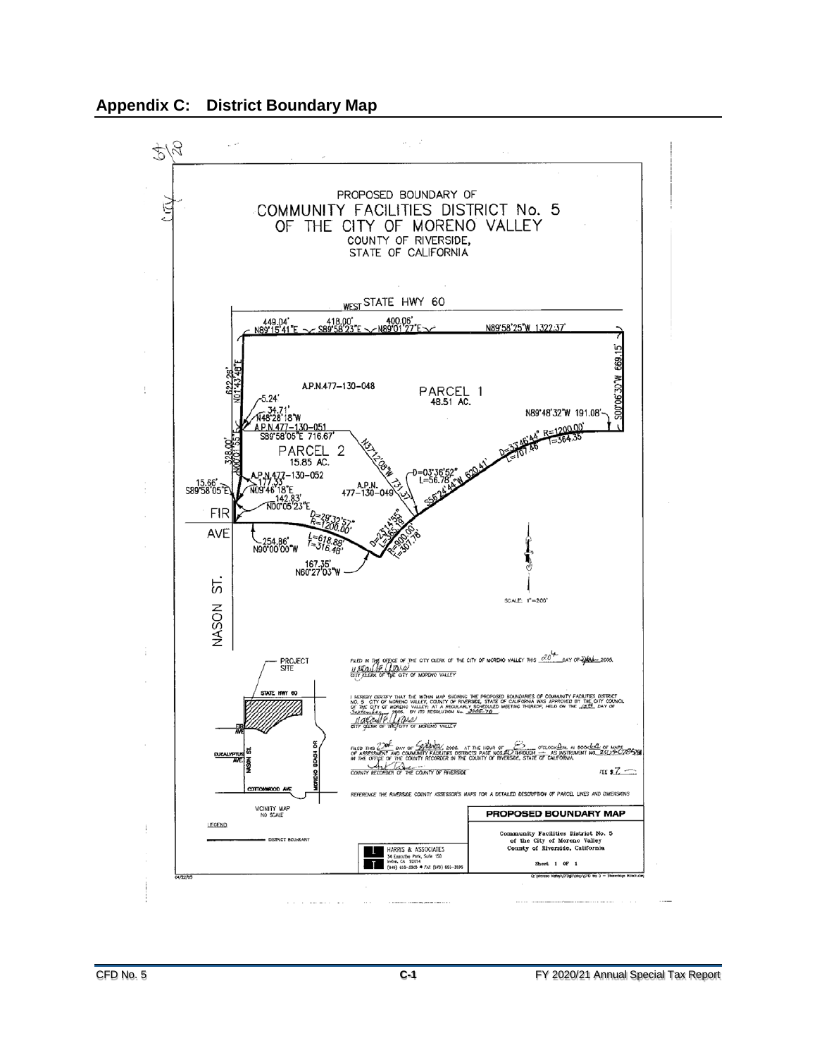## Appendix C: District Boundary Map

PROPOSED BOUNDARY OF
COMMUNITY FACILITIES DISTRICT No. 5
OF THE CITY OF MORENO VALLEY
COUNTY OF RIVERSIDE,
STATE OF CALIFORNIA

WEST STATE HWY 60

449.04' N89°15'41"E — 418.00' S89°58'23"E — 400.05' N89°01'27"E — N89°58'25"W 1322.37'

S00°06'32"W 669.15'

622.26' N01°43'48"E

A.P.N.477–130–048

PARCEL 1
48.51 AC.

N89°48'32"W 191.08'

5.24'

34.71' N48°28'18"W

A.P.N.477–130–051

S89°58'05"E 716.67'

D=33°46'44" R=1200.00' L=707.46 T=364.35

328.00' N00°01'55"E

PARCEL 2
15.85 AC.

N37°12'08"W 731.37'

D=03°36'52" L=56.78'

S56°24'44"W 620.41'

A.P.N.477–130–052

177.33' N09°46'18"E

A.P.N. 477–130–049

15.66' S89°58'05"E

142.83' N00°05'23"E

FIR AVE

D=29°32'57" R=1200.00'

L=618.88' T=316.48'

D=23°14'55" L=365.19'

R=900.00' T=367.78'

254.86' N90°00'00"W

167.35' N60°27'03"W

NASON ST.

SCALE: 1"=200'

FILED IN THE OFFICE OF THE CITY CLERK OF THE CITY OF MORENO VALLEY THIS 20th DAY OF Sept 2005.
CITY CLERK OF THE CITY OF MORENO VALLEY

I HEREBY CERTIFY THAT THE WITHIN MAP SHOWING THE PROPOSED BOUNDARIES OF COMMUNITY FACILITIES DISTRICT NO. 5 CITY OF MORENO VALLEY, COUNTY OF RIVERSIDE, STATE OF CALIFORNIA WAS APPROVED BY THE CITY COUNCIL OF THE CITY OF MORENO VALLEY, AT A REGULARLY SCHEDULED MEETING THEREOF, HELD ON THE 13th DAY OF September 2005, BY ITS RESOLUTION No. 2005-70.
CITY CLERK OF THE CITY OF MORENO VALLEY

FILED THIS 22nd DAY OF September, 2005, AT THE HOUR OF 8 O'CLOCK A.M., IN BOOK 64 OF MAPS OF ASSESSMENT AND COMMUNITY FACILITIES DISTRICTS PAGE NOS. 20 THROUGH — AS INSTRUMENT NO. 2005-0785
IN THE OFFICE OF THE COUNTY RECORDER IN THE COUNTY OF RIVERSIDE, STATE OF CALIFORNIA.
COUNTY RECORDER OF THE COUNTY OF RIVERSIDE — FEE $ 7

REFERENCE THE RIVERSIDE COUNTY ASSESSOR'S MAPS FOR A DETAILED DESCRIPTION OF PARCEL LINES AND DIMENSIONS

PROJECT SITE — STATE HWY 60 — FIR AVE — EUCALYPTUS AVE. — NASON ST. — MORENO BEACH DR. — COTTONWOOD AVE

VICINITY MAP
NO SCALE

LEGEND
DISTRICT BOUNDARY

HARRIS & ASSOCIATES
34 Executive Park, Suite 150
Irvine, CA 92614
(949) 655-3900 ● FAX (949) 655-3995

**PROPOSED BOUNDARY MAP**

Community Facilities District No. 5
of the City of Moreno Valley
County of Riverside, California

Sheet 1 OF 1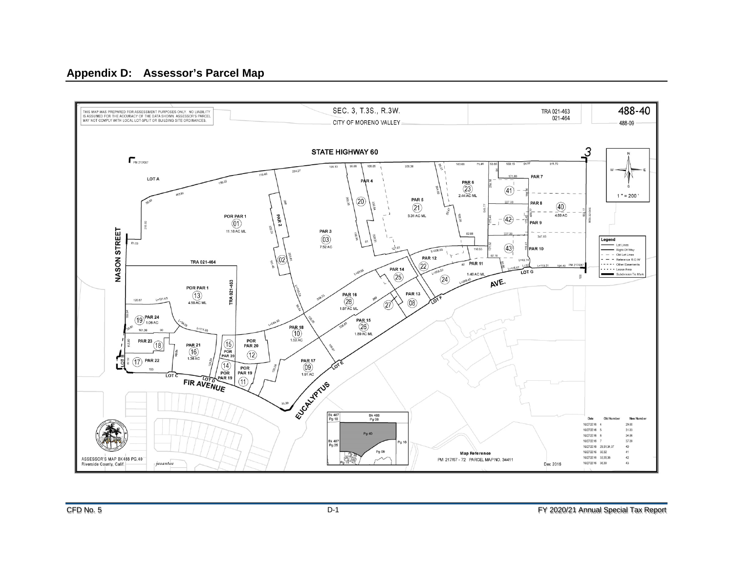## Appendix D: Assessor's Parcel Map

THIS MAP WAS PREPARED FOR ASSESSMENT PURPOSES ONLY. NO LIABILITY IS ASSUMED FOR THE ACCURACY OF THE DATA SHOWN. ASSESSOR'S PARCEL MAY NOT COMPLY WITH LOCAL LOT-SPLIT OR BUILDING SITE ORDINANCES.

SEC. 3, T.3S., R.3W.

CITY OF MORENO VALLEY

TRA 021-463
021-464

488-40

488-09

STATE HIGHWAY 60

NASON STREET

FIR AVENUE

EUCALYPTUS AVE.

1 " = 200 '

Legend

- Lot Lines
- Right-Of-Way
- Old Lot Lines
- Reference R.O.W
- Other Easements
- Lease Area
- Subdivision Tic Mark

| Parcel | Label | Acreage |
|---|---|---|
| 01 | POR PAR 1 | 11.18 AC ML |
| 02 | PAR 2 | |
| 03 | PAR 3 | 7.52 AC |
| 08 | PAR 13 | |
| 09 | PAR 17 | 1.91 AC |
| 10 | PAR 18 | 1.53 AC |
| 11 | POR PAR 19 | |
| 12 | POR PAR 20 | |
| 13 | POR PAR 1 | 4.55 AC ML |
| 14 | POR PAR 19 | |
| 15 | POR PAR 20 | |
| 16 | PAR 21 | 1.36 AC |
| 17 | PAR 22 | |
| 18 | PAR 23 | |
| 19 | PAR 24 | 1.06 AC |
| 20 | PAR 4 | |
| 21 | PAR 5 | 5.31 AC ML |
| 22 | PAR 12 | |
| 23 | PAR 6 | 2.44 AC ML |
| 24 | PAR 11 | 1.48 AC ML |
| 25 | PAR 14 | |
| 26 | PAR 15 | 1.89 AC ML |
| 27 | | |
| 28 | PAR 16 | 1.87 AC ML |
| 40 | PAR 8 | 4.69 AC |
| 41 | PAR 7 | |
| 42 | PAR 9 | |
| 43 | PAR 10 | |

| Date | Old Number | New Number |
|---|---|---|
| 10/27/2016 | 4 | 29-30 |
| 10/27/2016 | 5 | 31-33 |
| 10/27/2016 | 6 | 34-36 |
| 10/27/2016 | 7 | 37-39 |
| 10/27/2016 | 29,31,34,37 | 40 |
| 10/27/2016 | 30,32 | 41 |
| 10/27/2016 | 33,35,36 | 42 |
| 10/27/2016 | 38,39 | 43 |

Map Reference
PM 217/67 - 72 PARCEL MAP NO. 34411

ASSESSOR'S MAP BK488 PG.40
Riverside County, Calif.

Dec 2016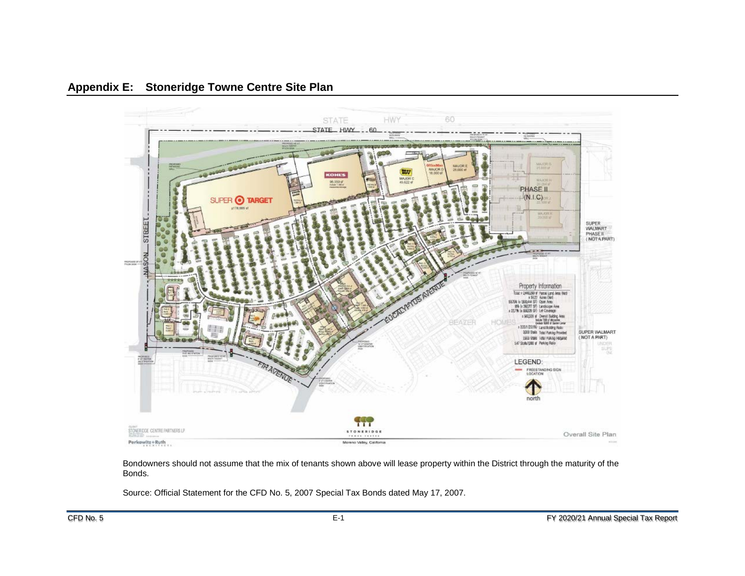## Appendix E: Stoneridge Towne Centre Site Plan

STATE HWY 60

NASON STREET

EUCALYPTUS AVENUE

FIR AVENUE

SUPER TARGET

KOHL'S

BEST BUY

OfficeMax

MAJOR C

MAJOR D

MAJOR E

PHASE II (N.I.C)

SUPER WALMART PHASE II (NOT A PART)

SUPER WALMART (NOT A PART)

BEAZER HOMES

Property Information

LEGEND:

FREESTANDING SIGN LOCATION

north

STONERIDGE CENTRE PARTNERS LP

Perkowitz+Ruth ARCHITECTS

STONERIDGE TOWNE CENTRE

Moreno Valley, California

Overall Site Plan

Bondowners should not assume that the mix of tenants shown above will lease property within the District through the maturity of the Bonds.

Source: Official Statement for the CFD No. 5, 2007 Special Tax Bonds dated May 17, 2007.